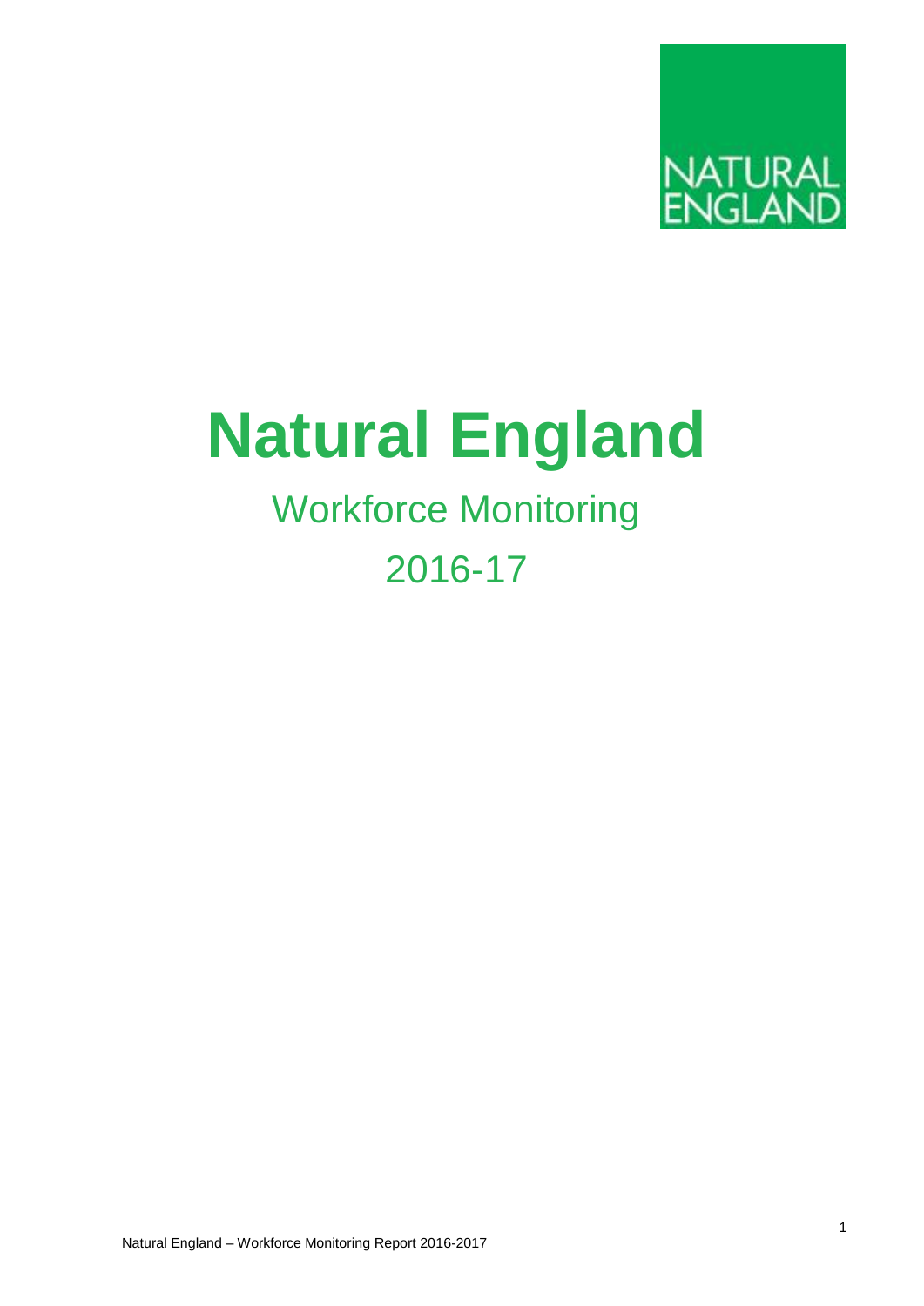NATURAL ENGLAND

# Natural England

## Workforce Monitoring

## 2016-17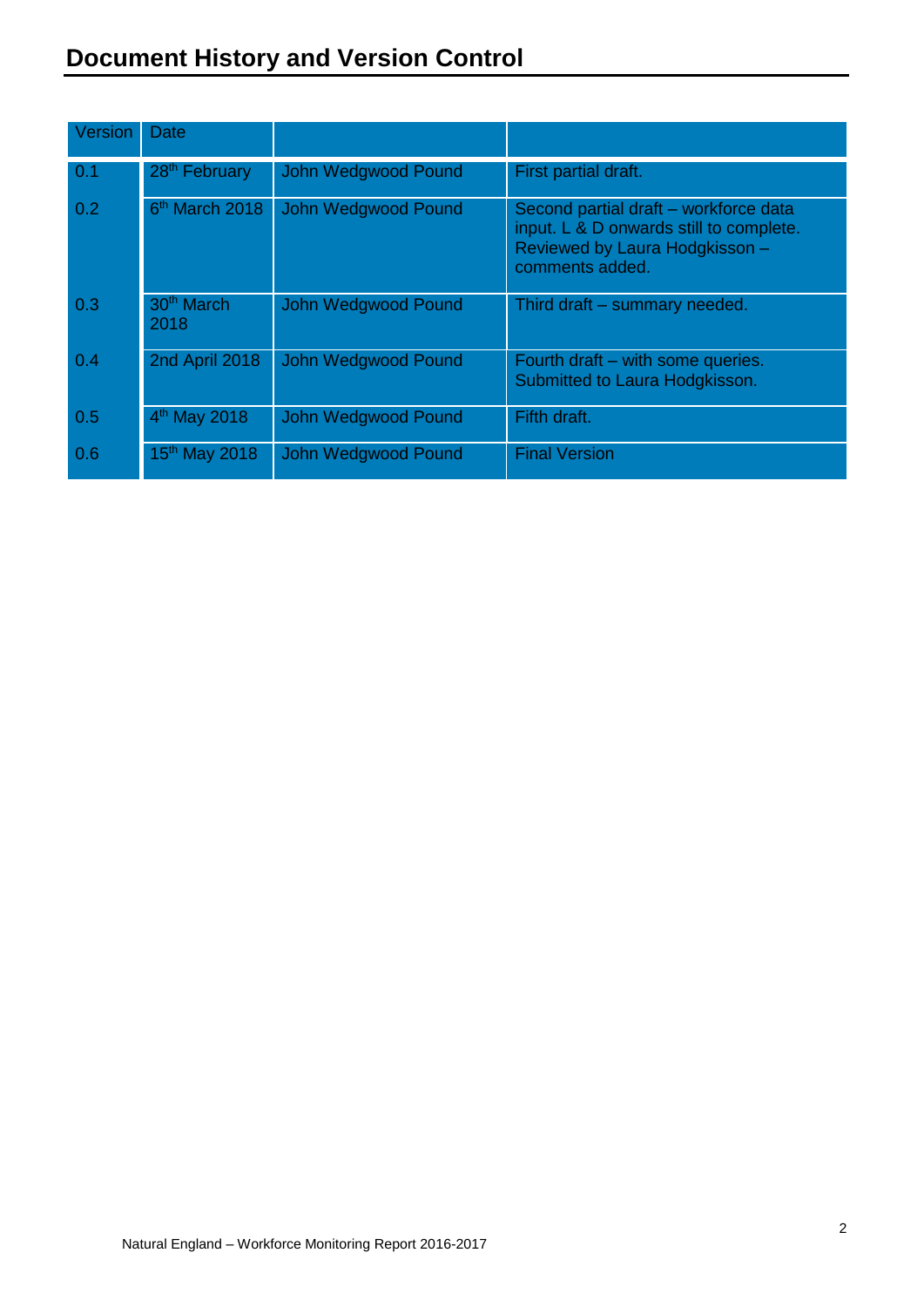# Document History and Version Control

| Version | Date | | |
|---|---|---|---|
| 0.1 | 28th February | John Wedgwood Pound | First partial draft. |
| 0.2 | 6th March 2018 | John Wedgwood Pound | Second partial draft – workforce data input. L & D onwards still to complete. Reviewed by Laura Hodgkisson – comments added. |
| 0.3 | 30th March 2018 | John Wedgwood Pound | Third draft – summary needed. |
| 0.4 | 2nd April 2018 | John Wedgwood Pound | Fourth draft – with some queries. Submitted to Laura Hodgkisson. |
| 0.5 | 4th May 2018 | John Wedgwood Pound | Fifth draft. |
| 0.6 | 15th May 2018 | John Wedgwood Pound | Final Version |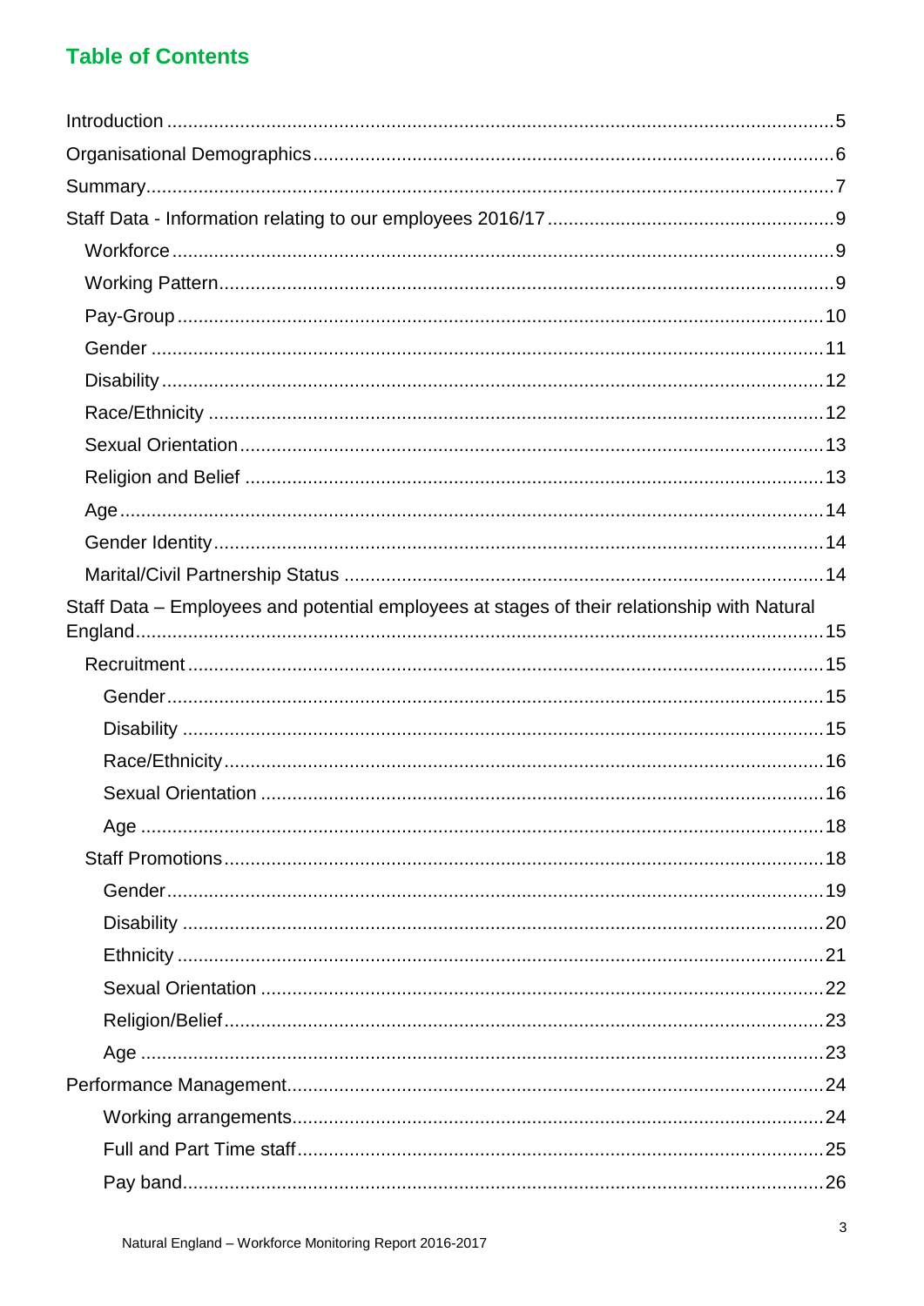## Table of Contents

- Introduction .......... 5
- Organisational Demographics .......... 6
- Summary .......... 7
- Staff Data - Information relating to our employees 2016/17 .......... 9
  - Workforce .......... 9
  - Working Pattern .......... 9
  - Pay-Group .......... 10
  - Gender .......... 11
  - Disability .......... 12
  - Race/Ethnicity .......... 12
  - Sexual Orientation .......... 13
  - Religion and Belief .......... 13
  - Age .......... 14
  - Gender Identity .......... 14
  - Marital/Civil Partnership Status .......... 14
- Staff Data – Employees and potential employees at stages of their relationship with Natural England .......... 15
  - Recruitment .......... 15
    - Gender .......... 15
    - Disability .......... 15
    - Race/Ethnicity .......... 16
    - Sexual Orientation .......... 16
    - Age .......... 18
  - Staff Promotions .......... 18
    - Gender .......... 19
    - Disability .......... 20
    - Ethnicity .......... 21
    - Sexual Orientation .......... 22
    - Religion/Belief .......... 23
    - Age .......... 23
- Performance Management .......... 24
    - Working arrangements .......... 24
    - Full and Part Time staff .......... 25
    - Pay band .......... 26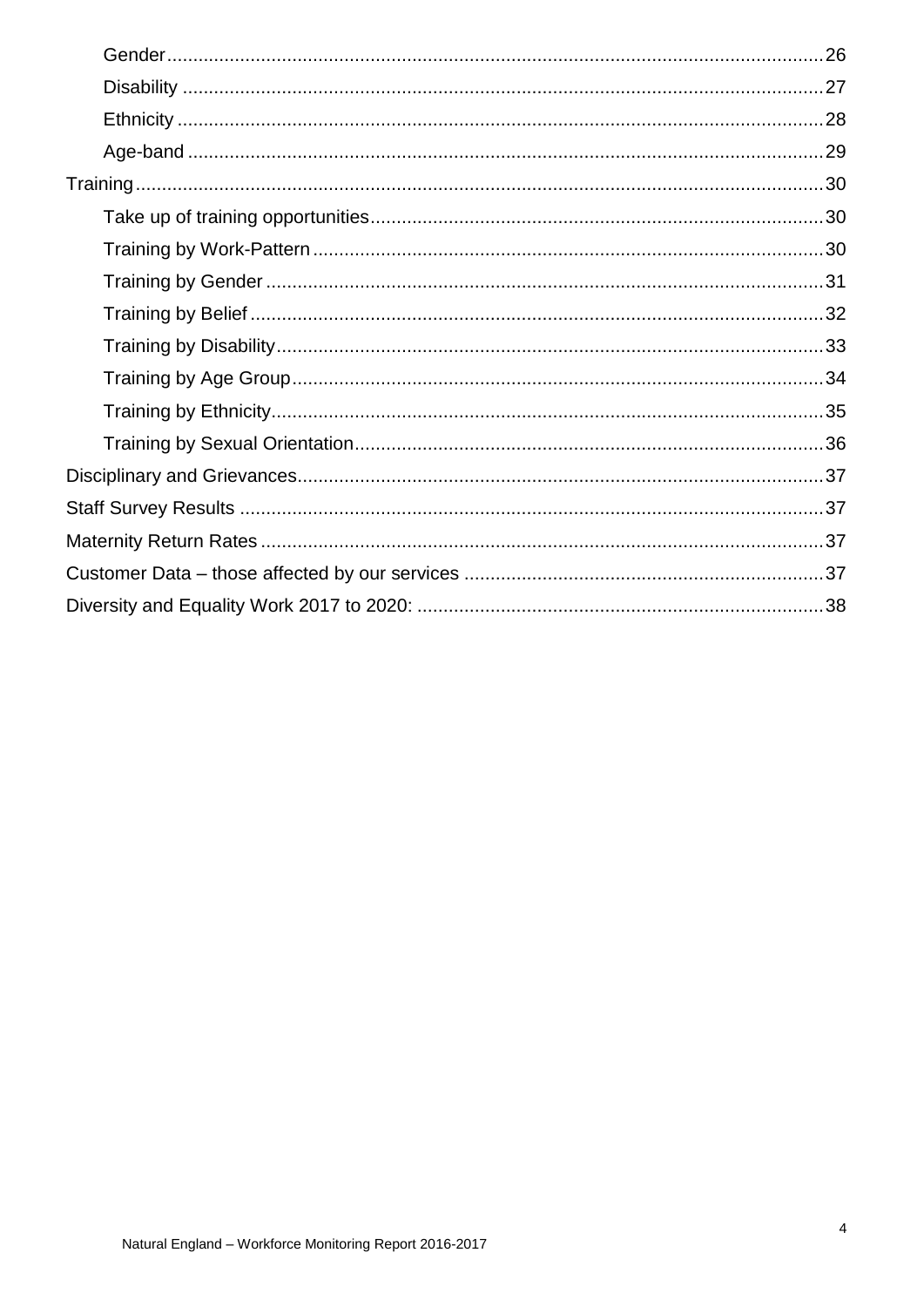- Gender ..... 26
- Disability ..... 27
- Ethnicity ..... 28
- Age-band ..... 29

Training ..... 30

- Take up of training opportunities ..... 30
- Training by Work-Pattern ..... 30
- Training by Gender ..... 31
- Training by Belief ..... 32
- Training by Disability ..... 33
- Training by Age Group ..... 34
- Training by Ethnicity ..... 35
- Training by Sexual Orientation ..... 36

Disciplinary and Grievances ..... 37

Staff Survey Results ..... 37

Maternity Return Rates ..... 37

Customer Data – those affected by our services ..... 37

Diversity and Equality Work 2017 to 2020: ..... 38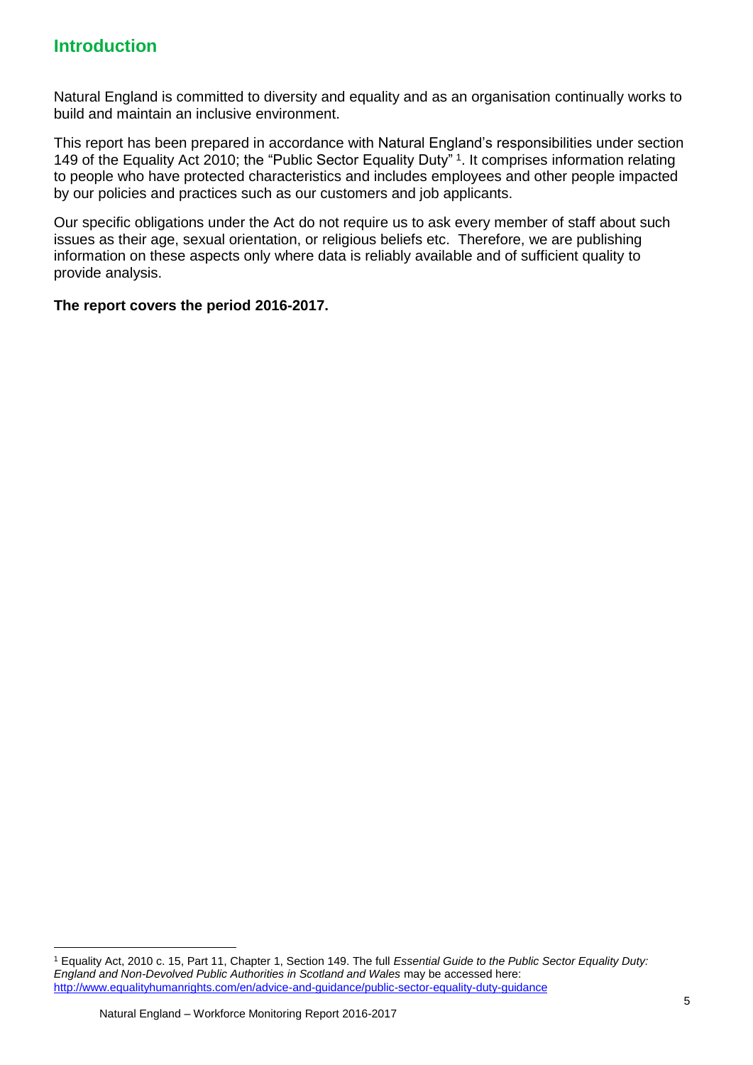## Introduction

Natural England is committed to diversity and equality and as an organisation continually works to build and maintain an inclusive environment.

This report has been prepared in accordance with Natural England's responsibilities under section 149 of the Equality Act 2010; the "Public Sector Equality Duty" [1]. It comprises information relating to people who have protected characteristics and includes employees and other people impacted by our policies and practices such as our customers and job applicants.

Our specific obligations under the Act do not require us to ask every member of staff about such issues as their age, sexual orientation, or religious beliefs etc. Therefore, we are publishing information on these aspects only where data is reliably available and of sufficient quality to provide analysis.

**The report covers the period 2016-2017.**

[1] Equality Act, 2010 c. 15, Part 11, Chapter 1, Section 149. The full *Essential Guide to the Public Sector Equality Duty: England and Non-Devolved Public Authorities in Scotland and Wales* may be accessed here: http://www.equalityhumanrights.com/en/advice-and-guidance/public-sector-equality-duty-guidance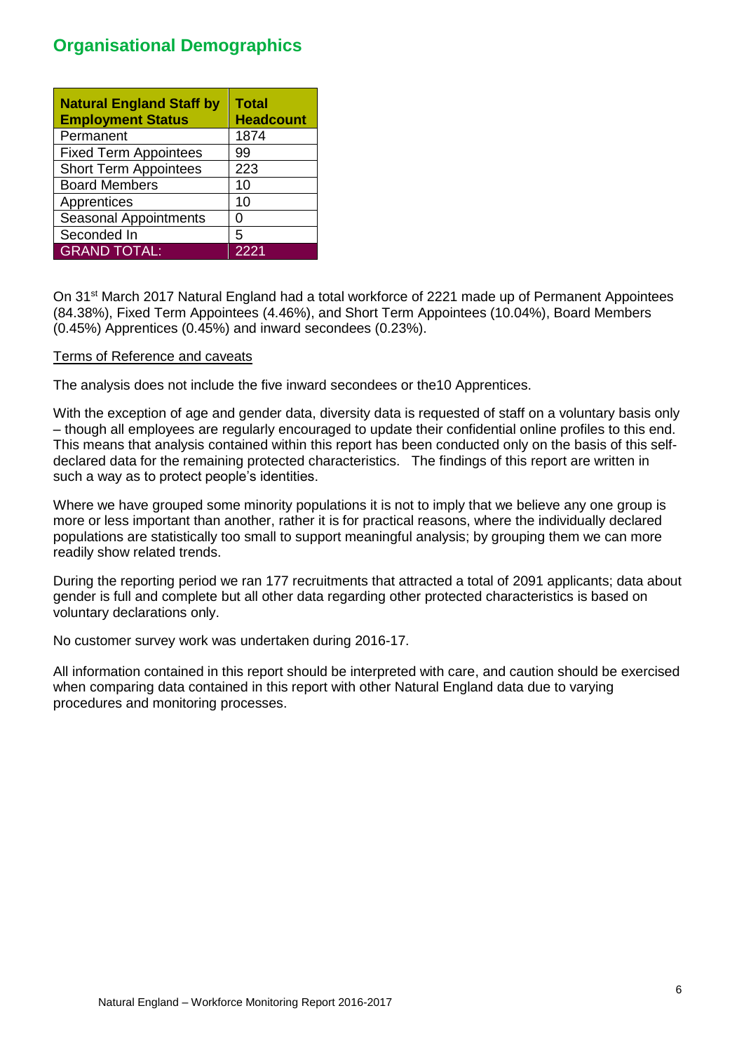## Organisational Demographics

| Natural England Staff by Employment Status | Total Headcount |
|---|---|
| Permanent | 1874 |
| Fixed Term Appointees | 99 |
| Short Term Appointees | 223 |
| Board Members | 10 |
| Apprentices | 10 |
| Seasonal Appointments | 0 |
| Seconded In | 5 |
| GRAND TOTAL: | 2221 |

On 31st March 2017 Natural England had a total workforce of 2221 made up of Permanent Appointees (84.38%), Fixed Term Appointees (4.46%), and Short Term Appointees (10.04%), Board Members (0.45%) Apprentices (0.45%) and inward secondees (0.23%).

Terms of Reference and caveats

The analysis does not include the five inward secondees or the10 Apprentices.

With the exception of age and gender data, diversity data is requested of staff on a voluntary basis only – though all employees are regularly encouraged to update their confidential online profiles to this end. This means that analysis contained within this report has been conducted only on the basis of this self-declared data for the remaining protected characteristics. The findings of this report are written in such a way as to protect people's identities.

Where we have grouped some minority populations it is not to imply that we believe any one group is more or less important than another, rather it is for practical reasons, where the individually declared populations are statistically too small to support meaningful analysis; by grouping them we can more readily show related trends.

During the reporting period we ran 177 recruitments that attracted a total of 2091 applicants; data about gender is full and complete but all other data regarding other protected characteristics is based on voluntary declarations only.

No customer survey work was undertaken during 2016-17.

All information contained in this report should be interpreted with care, and caution should be exercised when comparing data contained in this report with other Natural England data due to varying procedures and monitoring processes.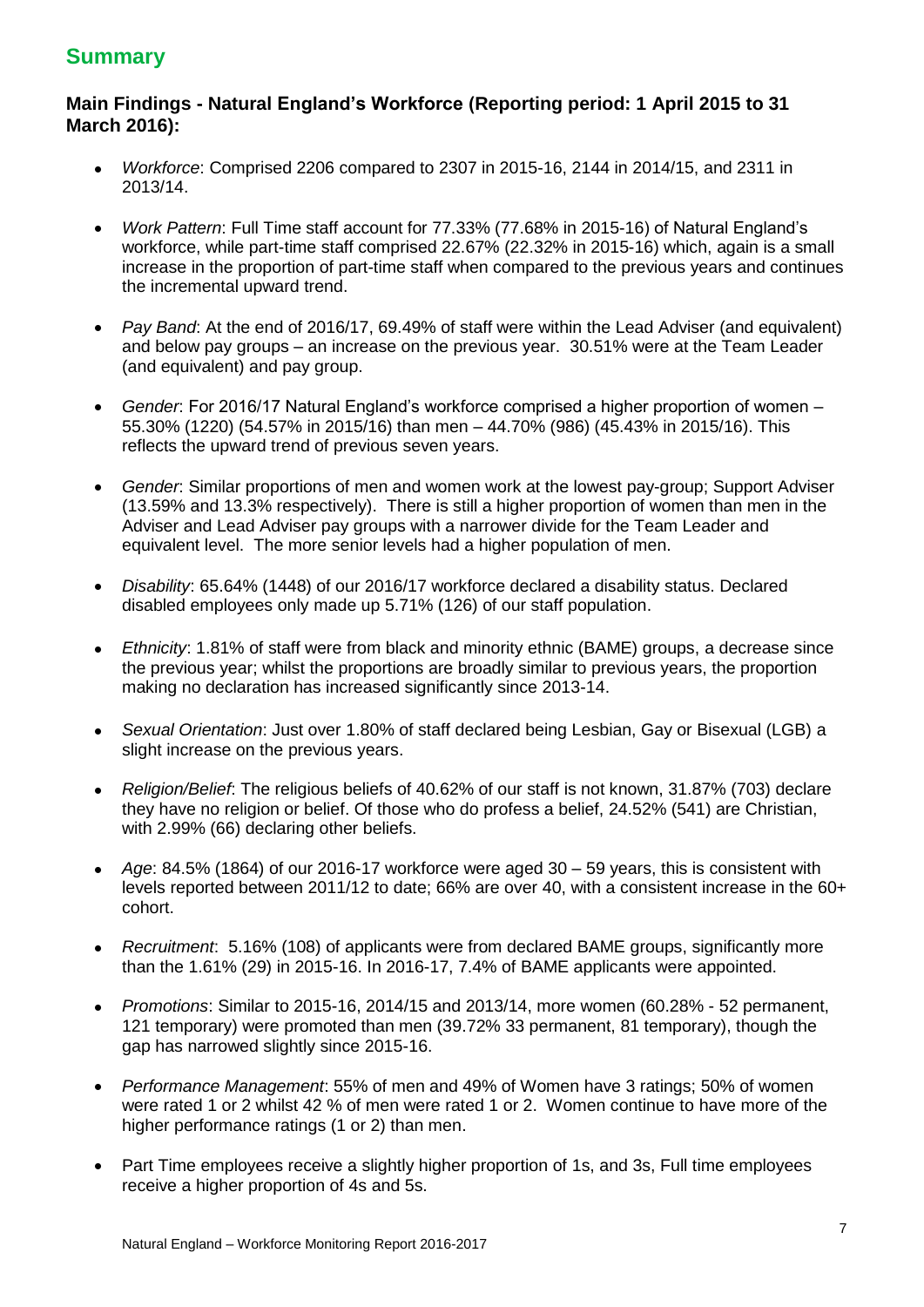# Summary

### Main Findings - Natural England's Workforce (Reporting period: 1 April 2015 to 31 March 2016):

- *Workforce*: Comprised 2206 compared to 2307 in 2015-16, 2144 in 2014/15, and 2311 in 2013/14.
- *Work Pattern*: Full Time staff account for 77.33% (77.68% in 2015-16) of Natural England's workforce, while part-time staff comprised 22.67% (22.32% in 2015-16) which, again is a small increase in the proportion of part-time staff when compared to the previous years and continues the incremental upward trend.
- *Pay Band*: At the end of 2016/17, 69.49% of staff were within the Lead Adviser (and equivalent) and below pay groups – an increase on the previous year. 30.51% were at the Team Leader (and equivalent) and pay group.
- *Gender*: For 2016/17 Natural England's workforce comprised a higher proportion of women – 55.30% (1220) (54.57% in 2015/16) than men – 44.70% (986) (45.43% in 2015/16). This reflects the upward trend of previous seven years.
- *Gender*: Similar proportions of men and women work at the lowest pay-group; Support Adviser (13.59% and 13.3% respectively). There is still a higher proportion of women than men in the Adviser and Lead Adviser pay groups with a narrower divide for the Team Leader and equivalent level. The more senior levels had a higher population of men.
- *Disability*: 65.64% (1448) of our 2016/17 workforce declared a disability status. Declared disabled employees only made up 5.71% (126) of our staff population.
- *Ethnicity*: 1.81% of staff were from black and minority ethnic (BAME) groups, a decrease since the previous year; whilst the proportions are broadly similar to previous years, the proportion making no declaration has increased significantly since 2013-14.
- *Sexual Orientation*: Just over 1.80% of staff declared being Lesbian, Gay or Bisexual (LGB) a slight increase on the previous years.
- *Religion/Belief*: The religious beliefs of 40.62% of our staff is not known, 31.87% (703) declare they have no religion or belief. Of those who do profess a belief, 24.52% (541) are Christian, with 2.99% (66) declaring other beliefs.
- *Age*: 84.5% (1864) of our 2016-17 workforce were aged 30 – 59 years, this is consistent with levels reported between 2011/12 to date; 66% are over 40, with a consistent increase in the 60+ cohort.
- *Recruitment*: 5.16% (108) of applicants were from declared BAME groups, significantly more than the 1.61% (29) in 2015-16. In 2016-17, 7.4% of BAME applicants were appointed.
- *Promotions*: Similar to 2015-16, 2014/15 and 2013/14, more women (60.28% - 52 permanent, 121 temporary) were promoted than men (39.72% 33 permanent, 81 temporary), though the gap has narrowed slightly since 2015-16.
- *Performance Management*: 55% of men and 49% of Women have 3 ratings; 50% of women were rated 1 or 2 whilst 42 % of men were rated 1 or 2. Women continue to have more of the higher performance ratings (1 or 2) than men.
- Part Time employees receive a slightly higher proportion of 1s, and 3s, Full time employees receive a higher proportion of 4s and 5s.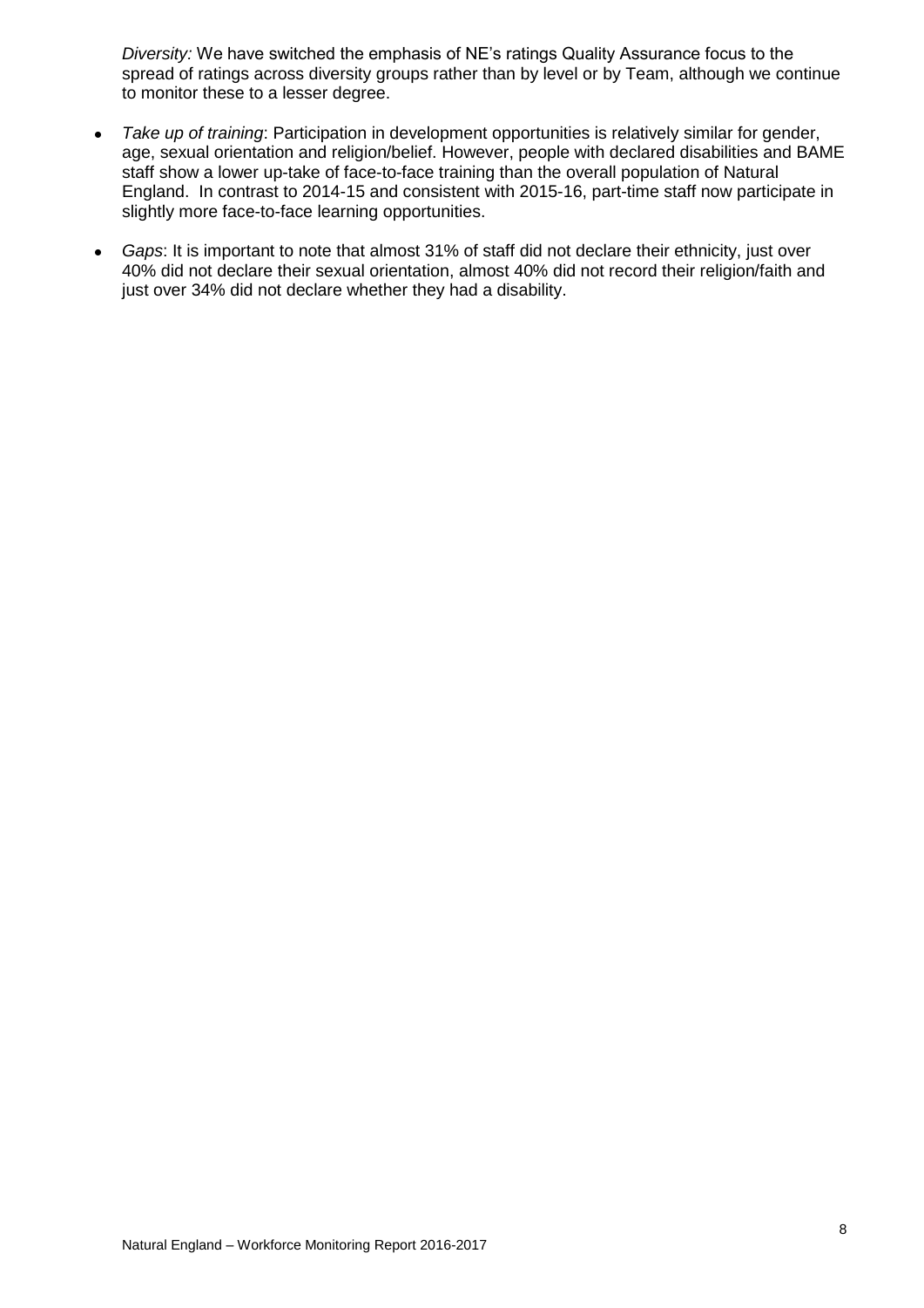*Diversity:* We have switched the emphasis of NE's ratings Quality Assurance focus to the spread of ratings across diversity groups rather than by level or by Team, although we continue to monitor these to a lesser degree.

- *Take up of training*: Participation in development opportunities is relatively similar for gender, age, sexual orientation and religion/belief. However, people with declared disabilities and BAME staff show a lower up-take of face-to-face training than the overall population of Natural England. In contrast to 2014-15 and consistent with 2015-16, part-time staff now participate in slightly more face-to-face learning opportunities.
- *Gaps*: It is important to note that almost 31% of staff did not declare their ethnicity, just over 40% did not declare their sexual orientation, almost 40% did not record their religion/faith and just over 34% did not declare whether they had a disability.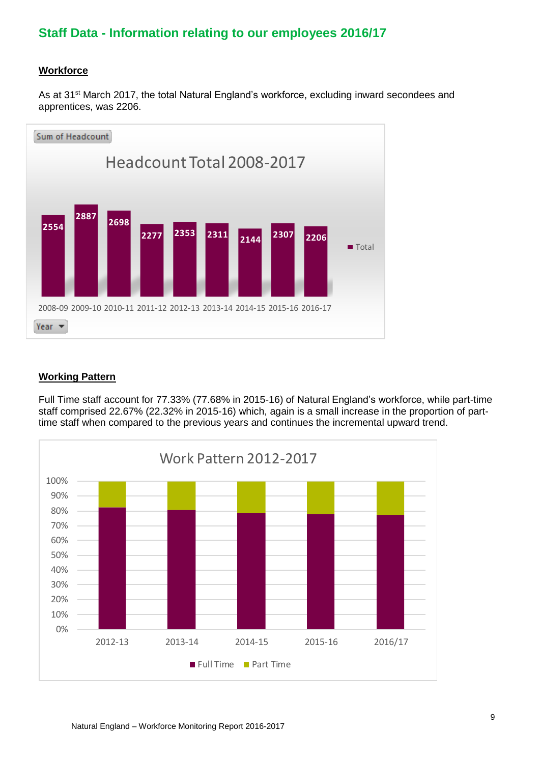## Staff Data - Information relating to our employees 2016/17

### Workforce

As at 31st March 2017, the total Natural England's workforce, excluding inward secondees and apprentices, was 2206.

Sum of Headcount

Headcount Total 2008-2017

| Year | Total |
|---|---|
| 2008-09 | 2554 |
| 2009-10 | 2887 |
| 2010-11 | 2698 |
| 2011-12 | 2277 |
| 2012-13 | 2353 |
| 2013-14 | 2311 |
| 2014-15 | 2144 |
| 2015-16 | 2307 |
| 2016-17 | 2206 |

### Working Pattern

Full Time staff account for 77.33% (77.68% in 2015-16) of Natural England's workforce, while part-time staff comprised 22.67% (22.32% in 2015-16) which, again is a small increase in the proportion of part-time staff when compared to the previous years and continues the incremental upward trend.

Work Pattern 2012-2017

Years: 2012-13, 2013-14, 2014-15, 2015-16, 2016/17

Full Time, Part Time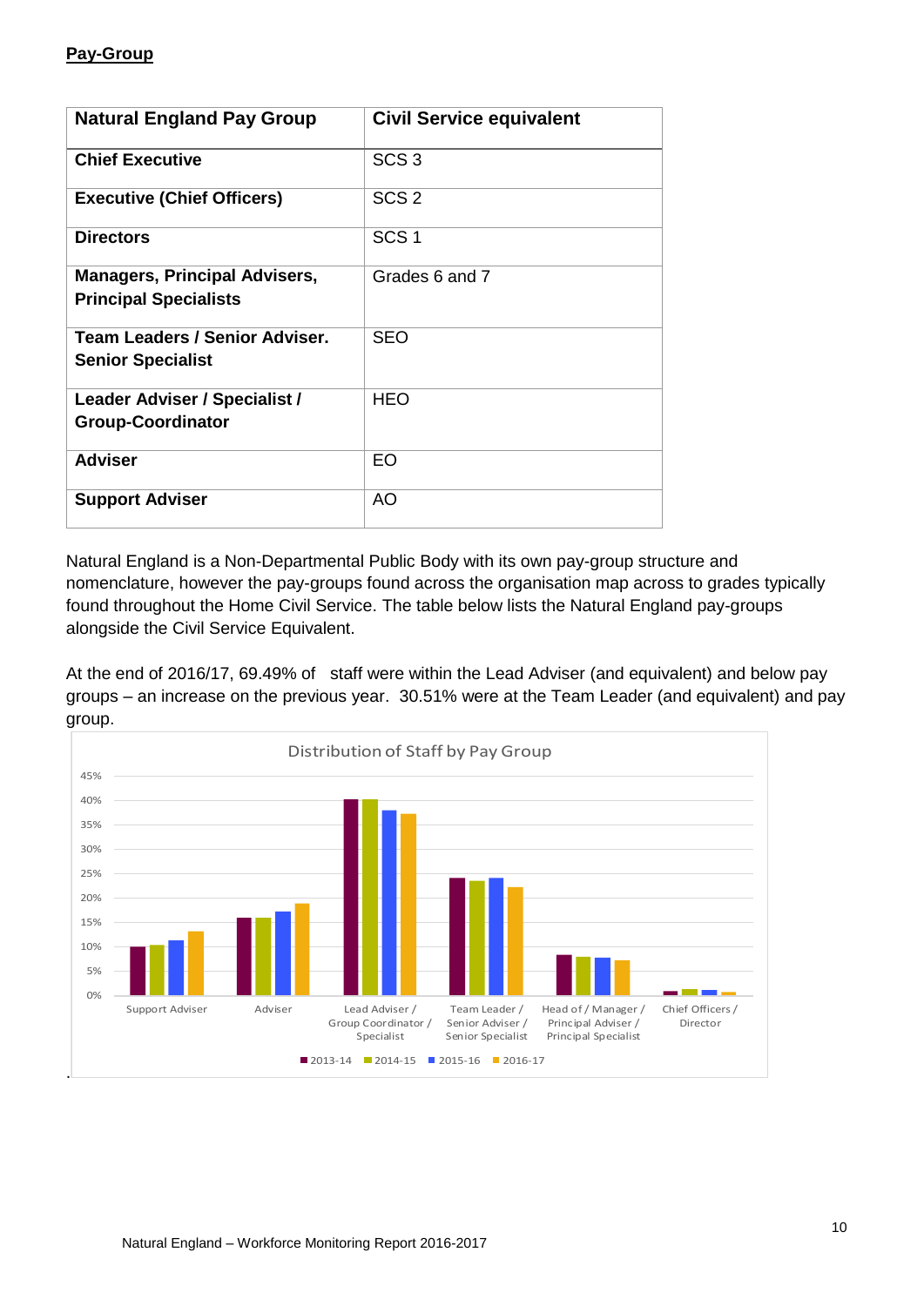**Pay-Group**

| Natural England Pay Group | Civil Service equivalent |
|---|---|
| **Chief Executive** | SCS 3 |
| **Executive (Chief Officers)** | SCS 2 |
| **Directors** | SCS 1 |
| **Managers, Principal Advisers, Principal Specialists** | Grades 6 and 7 |
| **Team Leaders / Senior Adviser. Senior Specialist** | SEO |
| **Leader Adviser / Specialist / Group-Coordinator** | HEO |
| **Adviser** | EO |
| **Support Adviser** | AO |

Natural England is a Non-Departmental Public Body with its own pay-group structure and nomenclature, however the pay-groups found across the organisation map across to grades typically found throughout the Home Civil Service. The table below lists the Natural England pay-groups alongside the Civil Service Equivalent.

At the end of 2016/17, 69.49% of staff were within the Lead Adviser (and equivalent) and below pay groups – an increase on the previous year. 30.51% were at the Team Leader (and equivalent) and pay group.

Distribution of Staff by Pay Group

Support Adviser | Adviser | Lead Adviser / Group Coordinator / Specialist | Team Leader / Senior Adviser / Senior Specialist | Head of / Manager / Principal Adviser / Principal Specialist | Chief Officers / Director

2013-14 | 2014-15 | 2015-16 | 2016-17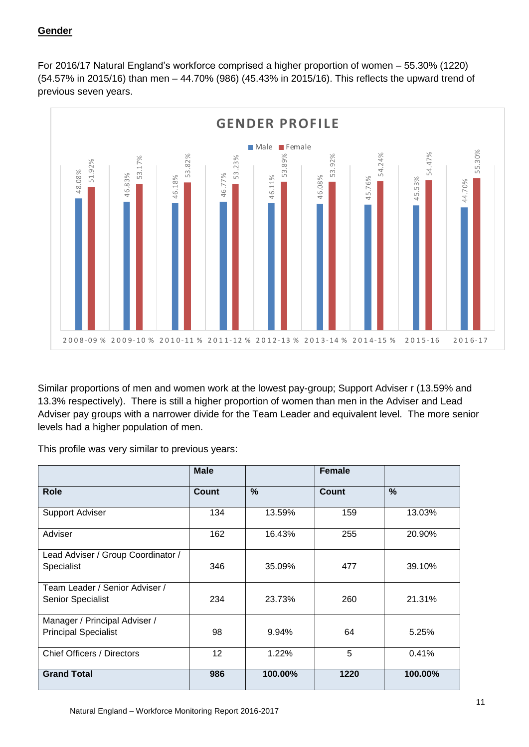**Gender**

For 2016/17 Natural England's workforce comprised a higher proportion of women – 55.30% (1220) (54.57% in 2015/16) than men – 44.70% (986) (45.43% in 2015/16). This reflects the upward trend of previous seven years.

**GENDER PROFILE**

| | Male | Female |
|---|---|---|
| 2008-09 % | 48.08% | 51.92% |
| 2009-10 % | 46.83% | 53.17% |
| 2010-11 % | 46.18% | 53.82% |
| 2011-12 % | 46.77% | 53.23% |
| 2012-13 % | 46.11% | 53.89% |
| 2013-14 % | 46.08% | 53.92% |
| 2014-15 % | 45.76% | 54.24% |
| 2015-16 | 45.53% | 54.47% |
| 2016-17 | 44.70% | 55.30% |

Similar proportions of men and women work at the lowest pay-group; Support Adviser r (13.59% and 13.3% respectively). There is still a higher proportion of women than men in the Adviser and Lead Adviser pay groups with a narrower divide for the Team Leader and equivalent level. The more senior levels had a higher population of men.

This profile was very similar to previous years:

| | Male | | Female | |
|---|---|---|---|---|
| **Role** | **Count** | **%** | **Count** | **%** |
| Support Adviser | 134 | 13.59% | 159 | 13.03% |
| Adviser | 162 | 16.43% | 255 | 20.90% |
| Lead Adviser / Group Coordinator / Specialist | 346 | 35.09% | 477 | 39.10% |
| Team Leader / Senior Adviser / Senior Specialist | 234 | 23.73% | 260 | 21.31% |
| Manager / Principal Adviser / Principal Specialist | 98 | 9.94% | 64 | 5.25% |
| Chief Officers / Directors | 12 | 1.22% | 5 | 0.41% |
| **Grand Total** | **986** | **100.00%** | **1220** | **100.00%** |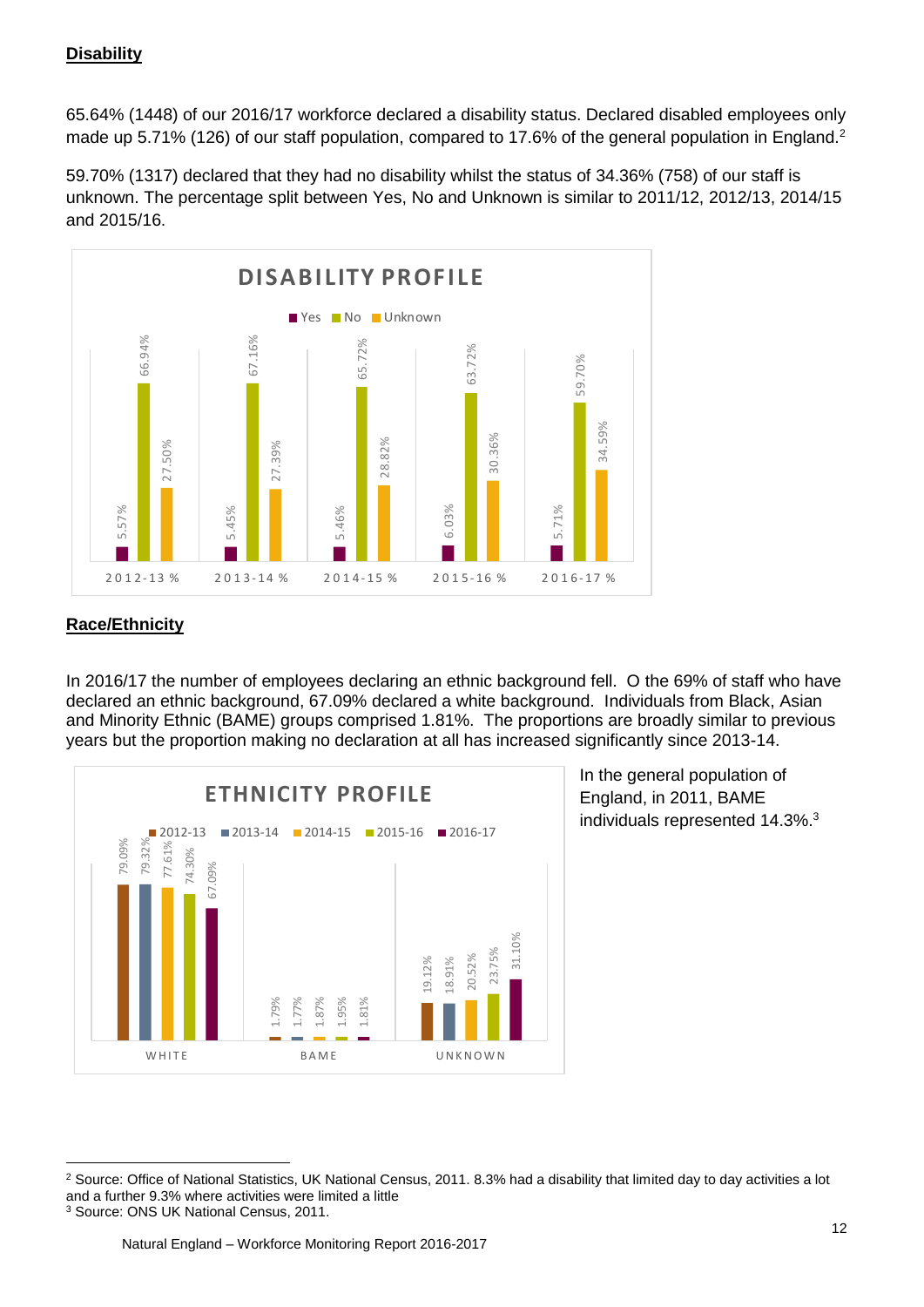**Disability**

65.64% (1448) of our 2016/17 workforce declared a disability status. Declared disabled employees only made up 5.71% (126) of our staff population, compared to 17.6% of the general population in England.[2]

59.70% (1317) declared that they had no disability whilst the status of 34.36% (758) of our staff is unknown. The percentage split between Yes, No and Unknown is similar to 2011/12, 2012/13, 2014/15 and 2015/16.

**DISABILITY PROFILE**

| | Yes | No | Unknown |
|---|---|---|---|
| 2012-13 % | 5.57% | 66.94% | 27.50% |
| 2013-14 % | 5.45% | 67.16% | 27.39% |
| 2014-15 % | 5.46% | 65.72% | 28.82% |
| 2015-16 % | 6.03% | 63.72% | 30.36% |
| 2016-17 % | 5.71% | 59.70% | 34.59% |

**Race/Ethnicity**

In 2016/17 the number of employees declaring an ethnic background fell. O the 69% of staff who have declared an ethnic background, 67.09% declared a white background. Individuals from Black, Asian and Minority Ethnic (BAME) groups comprised 1.81%. The proportions are broadly similar to previous years but the proportion making no declaration at all has increased significantly since 2013-14.

**ETHNICITY PROFILE**

| | 2012-13 | 2013-14 | 2014-15 | 2015-16 | 2016-17 |
|---|---|---|---|---|---|
| WHITE | 79.09% | 79.32% | 77.61% | 74.30% | 67.09% |
| BAME | 1.79% | 1.77% | 1.87% | 1.95% | 1.81% |
| UNKNOWN | 19.12% | 18.91% | 20.52% | 23.75% | 31.10% |

In the general population of England, in 2011, BAME individuals represented 14.3%.[3]

---

[2] Source: Office of National Statistics, UK National Census, 2011. 8.3% had a disability that limited day to day activities a lot and a further 9.3% where activities were limited a little

[3] Source: ONS UK National Census, 2011.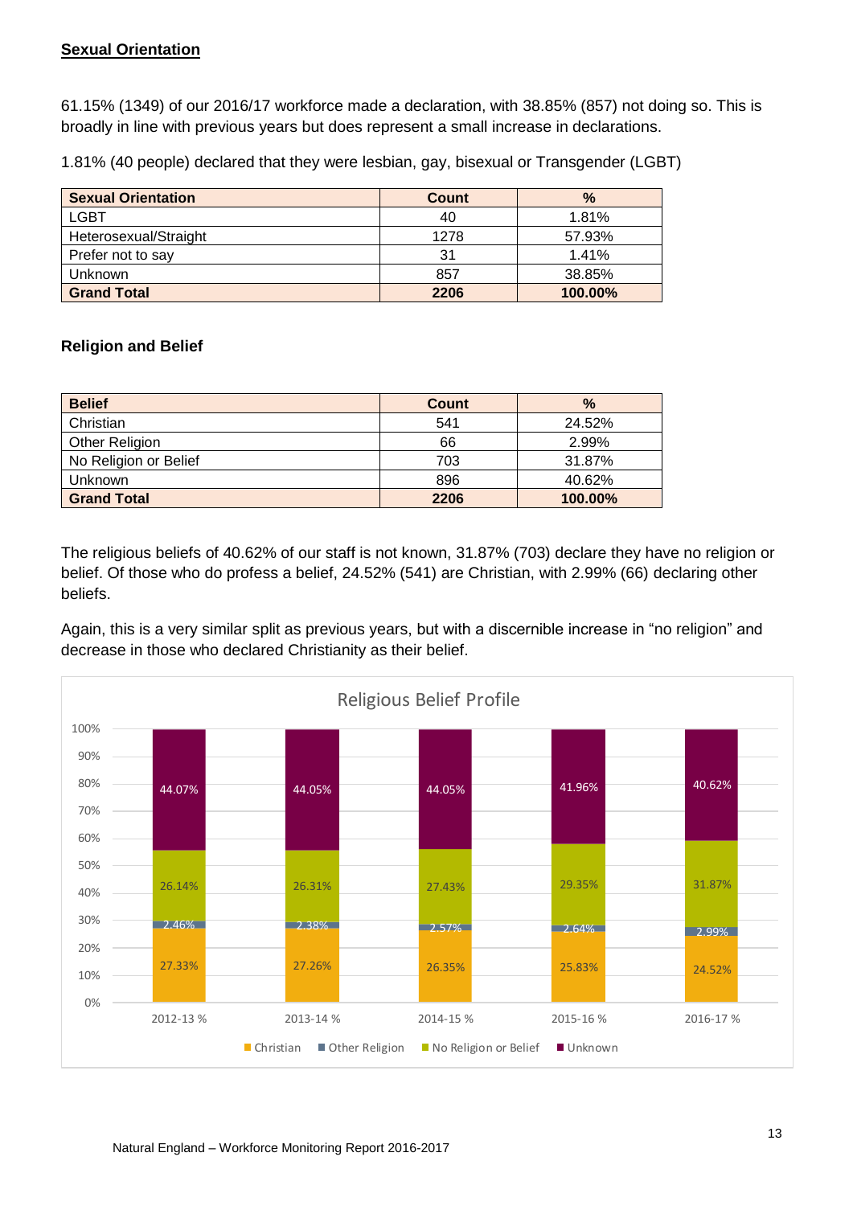## Sexual Orientation

61.15% (1349) of our 2016/17 workforce made a declaration, with 38.85% (857) not doing so. This is broadly in line with previous years but does represent a small increase in declarations.

1.81% (40 people) declared that they were lesbian, gay, bisexual or Transgender (LGBT)

| Sexual Orientation | Count | % |
|---|---|---|
| LGBT | 40 | 1.81% |
| Heterosexual/Straight | 1278 | 57.93% |
| Prefer not to say | 31 | 1.41% |
| Unknown | 857 | 38.85% |
| **Grand Total** | **2206** | **100.00%** |

### Religion and Belief

| Belief | Count | % |
|---|---|---|
| Christian | 541 | 24.52% |
| Other Religion | 66 | 2.99% |
| No Religion or Belief | 703 | 31.87% |
| Unknown | 896 | 40.62% |
| **Grand Total** | **2206** | **100.00%** |

The religious beliefs of 40.62% of our staff is not known, 31.87% (703) declare they have no religion or belief. Of those who do profess a belief, 24.52% (541) are Christian, with 2.99% (66) declaring other beliefs.

Again, this is a very similar split as previous years, but with a discernible increase in "no religion" and decrease in those who declared Christianity as their belief.

**Religious Belief Profile**

| | 2012-13 % | 2013-14 % | 2014-15 % | 2015-16 % | 2016-17 % |
|---|---|---|---|---|---|
| Christian | 27.33% | 27.26% | 26.35% | 25.83% | 24.52% |
| Other Religion | 2.46% | 2.38% | 2.57% | 2.64% | 2.99% |
| No Religion or Belief | 26.14% | 26.31% | 27.43% | 29.35% | 31.87% |
| Unknown | 44.07% | 44.05% | 44.05% | 41.96% | 40.62% |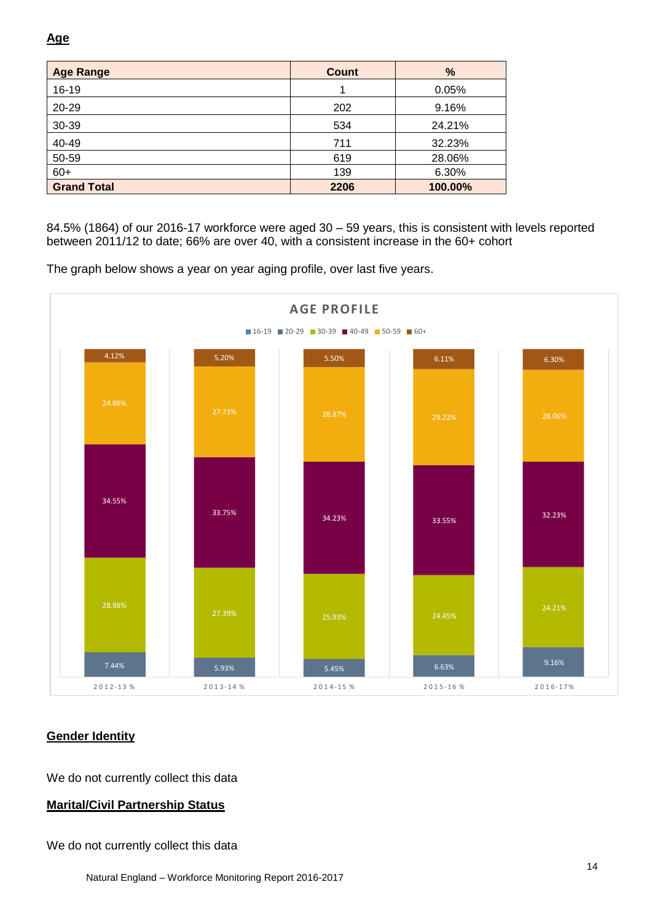## Age

| Age Range | Count | % |
|---|---|---|
| 16-19 | 1 | 0.05% |
| 20-29 | 202 | 9.16% |
| 30-39 | 534 | 24.21% |
| 40-49 | 711 | 32.23% |
| 50-59 | 619 | 28.06% |
| 60+ | 139 | 6.30% |
| **Grand Total** | **2206** | **100.00%** |

84.5% (1864) of our 2016-17 workforce were aged 30 – 59 years, this is consistent with levels reported between 2011/12 to date; 66% are over 40, with a consistent increase in the 60+ cohort

The graph below shows a year on year aging profile, over last five years.

**AGE PROFILE**

| | 2012-13 % | 2013-14 % | 2014-15 % | 2015-16 % | 2016-17% |
|---|---|---|---|---|---|
| 16-19 | | | | | |
| 20-29 | 7.44% | 5.93% | 5.45% | 6.63% | 9.16% |
| 30-39 | 28.98% | 27.39% | 25.93% | 24.45% | 24.21% |
| 40-49 | 34.55% | 33.75% | 34.23% | 33.55% | 32.23% |
| 50-59 | 24.86% | 27.73% | 28.87% | 29.22% | 28.06% |
| 60+ | 4.12% | 5.20% | 5.50% | 6.11% | 6.30% |

## Gender Identity

We do not currently collect this data

## Marital/Civil Partnership Status

We do not currently collect this data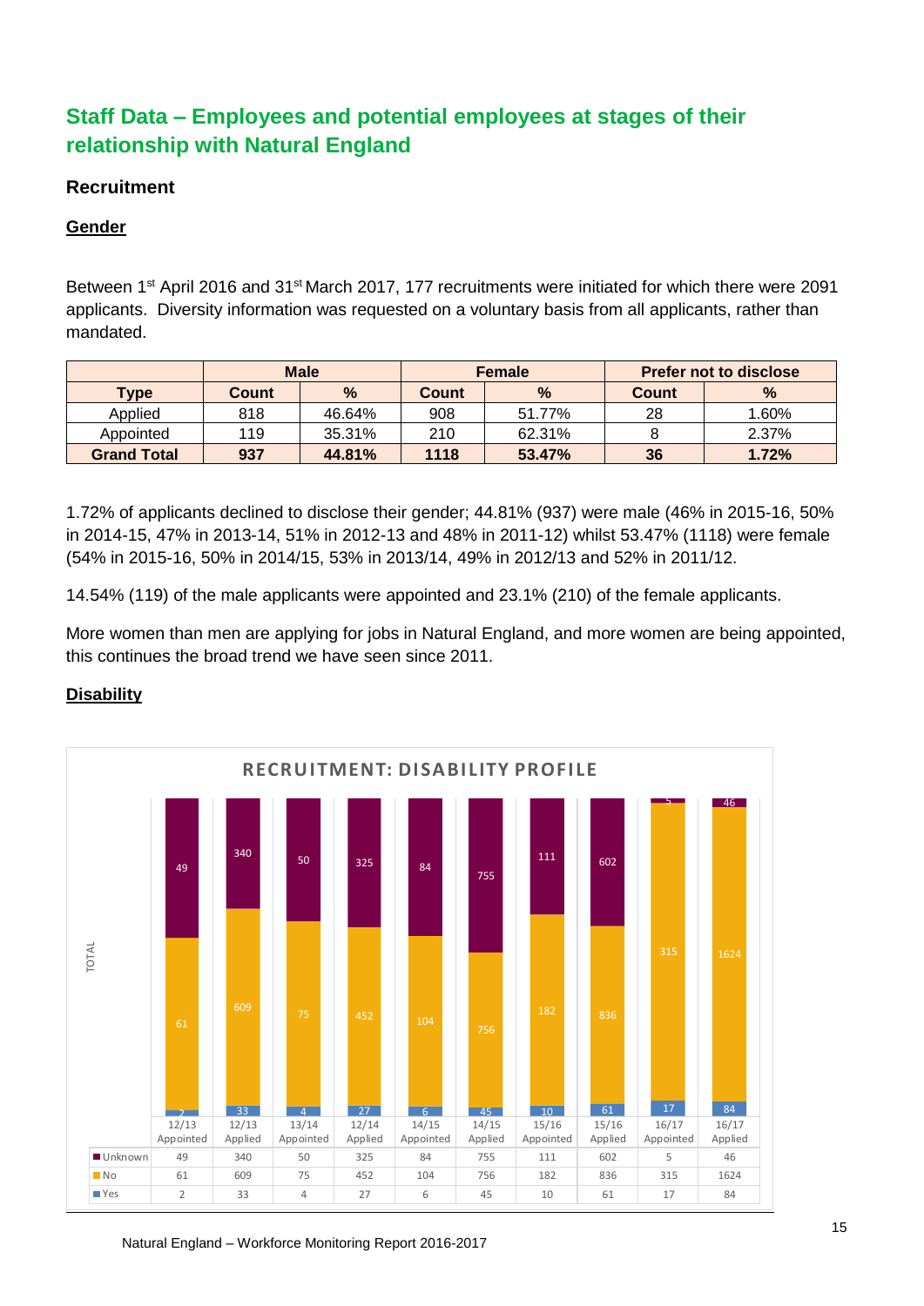## Staff Data – Employees and potential employees at stages of their relationship with Natural England

### Recruitment

#### Gender

Between 1st April 2016 and 31st March 2017, 177 recruitments were initiated for which there were 2091 applicants. Diversity information was requested on a voluntary basis from all applicants, rather than mandated.

| | Male | | Female | | Prefer not to disclose | |
|---|---|---|---|---|---|---|
| **Type** | **Count** | **%** | **Count** | **%** | **Count** | **%** |
| Applied | 818 | 46.64% | 908 | 51.77% | 28 | 1.60% |
| Appointed | 119 | 35.31% | 210 | 62.31% | 8 | 2.37% |
| **Grand Total** | **937** | **44.81%** | **1118** | **53.47%** | **36** | **1.72%** |

1.72% of applicants declined to disclose their gender; 44.81% (937) were male (46% in 2015-16, 50% in 2014-15, 47% in 2013-14, 51% in 2012-13 and 48% in 2011-12) whilst 53.47% (1118) were female (54% in 2015-16, 50% in 2014/15, 53% in 2013/14, 49% in 2012/13 and 52% in 2011/12.

14.54% (119) of the male applicants were appointed and 23.1% (210) of the female applicants.

More women than men are applying for jobs in Natural England, and more women are being appointed, this continues the broad trend we have seen since 2011.

#### Disability

**RECRUITMENT: DISABILITY PROFILE**

| | 12/13 Appointed | 12/13 Applied | 13/14 Appointed | 12/14 Applied | 14/15 Appointed | 14/15 Applied | 15/16 Appointed | 15/16 Applied | 16/17 Appointed | 16/17 Applied |
|---|---|---|---|---|---|---|---|---|---|---|
| Unknown | 49 | 340 | 50 | 325 | 84 | 755 | 111 | 602 | 5 | 46 |
| No | 61 | 609 | 75 | 452 | 104 | 756 | 182 | 836 | 315 | 1624 |
| Yes | 2 | 33 | 4 | 27 | 6 | 45 | 10 | 61 | 17 | 84 |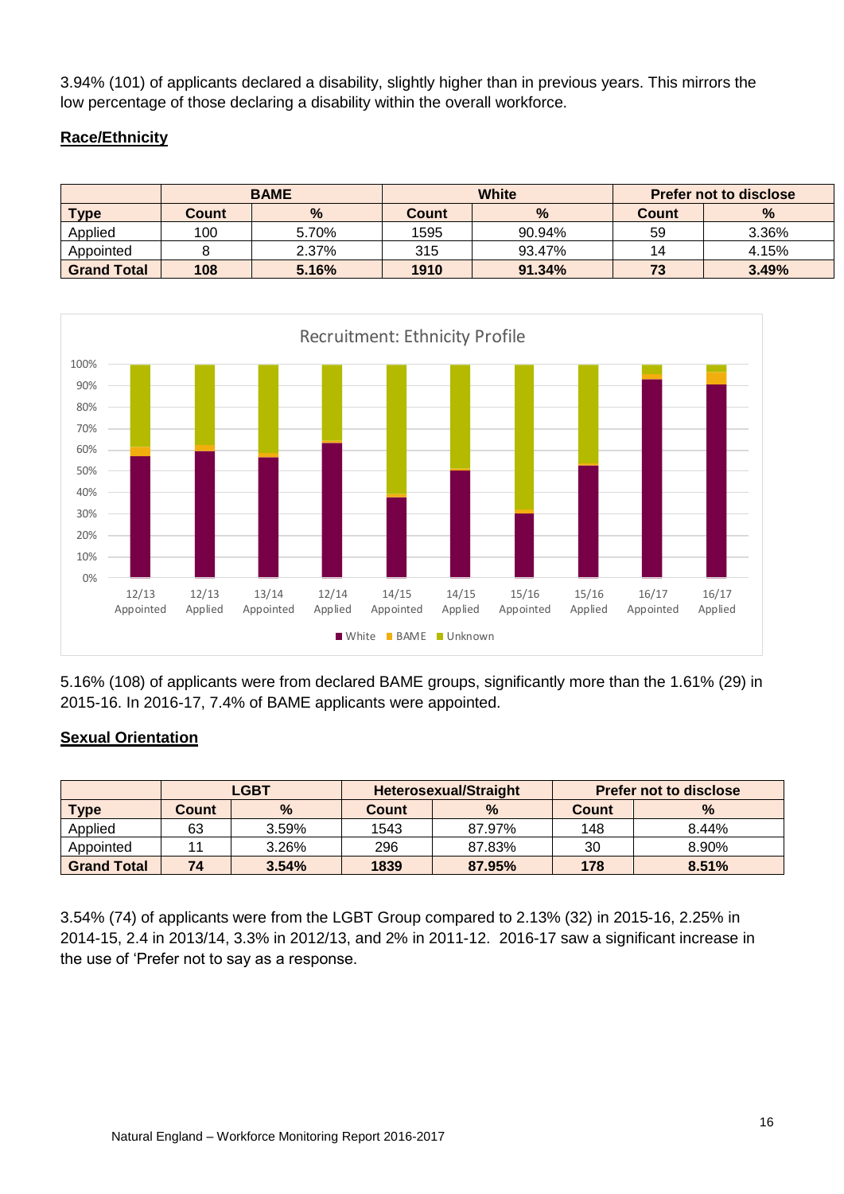3.94% (101) of applicants declared a disability, slightly higher than in previous years. This mirrors the low percentage of those declaring a disability within the overall workforce.

## Race/Ethnicity

| | BAME | | White | | Prefer not to disclose | |
|---|---|---|---|---|---|---|
| **Type** | **Count** | **%** | **Count** | **%** | **Count** | **%** |
| Applied | 100 | 5.70% | 1595 | 90.94% | 59 | 3.36% |
| Appointed | 8 | 2.37% | 315 | 93.47% | 14 | 4.15% |
| **Grand Total** | **108** | **5.16%** | **1910** | **91.34%** | **73** | **3.49%** |

5.16% (108) of applicants were from declared BAME groups, significantly more than the 1.61% (29) in 2015-16. In 2016-17, 7.4% of BAME applicants were appointed.

## Sexual Orientation

| | LGBT | | Heterosexual/Straight | | Prefer not to disclose | |
|---|---|---|---|---|---|---|
| **Type** | **Count** | **%** | **Count** | **%** | **Count** | **%** |
| Applied | 63 | 3.59% | 1543 | 87.97% | 148 | 8.44% |
| Appointed | 11 | 3.26% | 296 | 87.83% | 30 | 8.90% |
| **Grand Total** | **74** | **3.54%** | **1839** | **87.95%** | **178** | **8.51%** |

3.54% (74) of applicants were from the LGBT Group compared to 2.13% (32) in 2015-16, 2.25% in 2014-15, 2.4 in 2013/14, 3.3% in 2012/13, and 2% in 2011-12. 2016-17 saw a significant increase in the use of 'Prefer not to say as a response.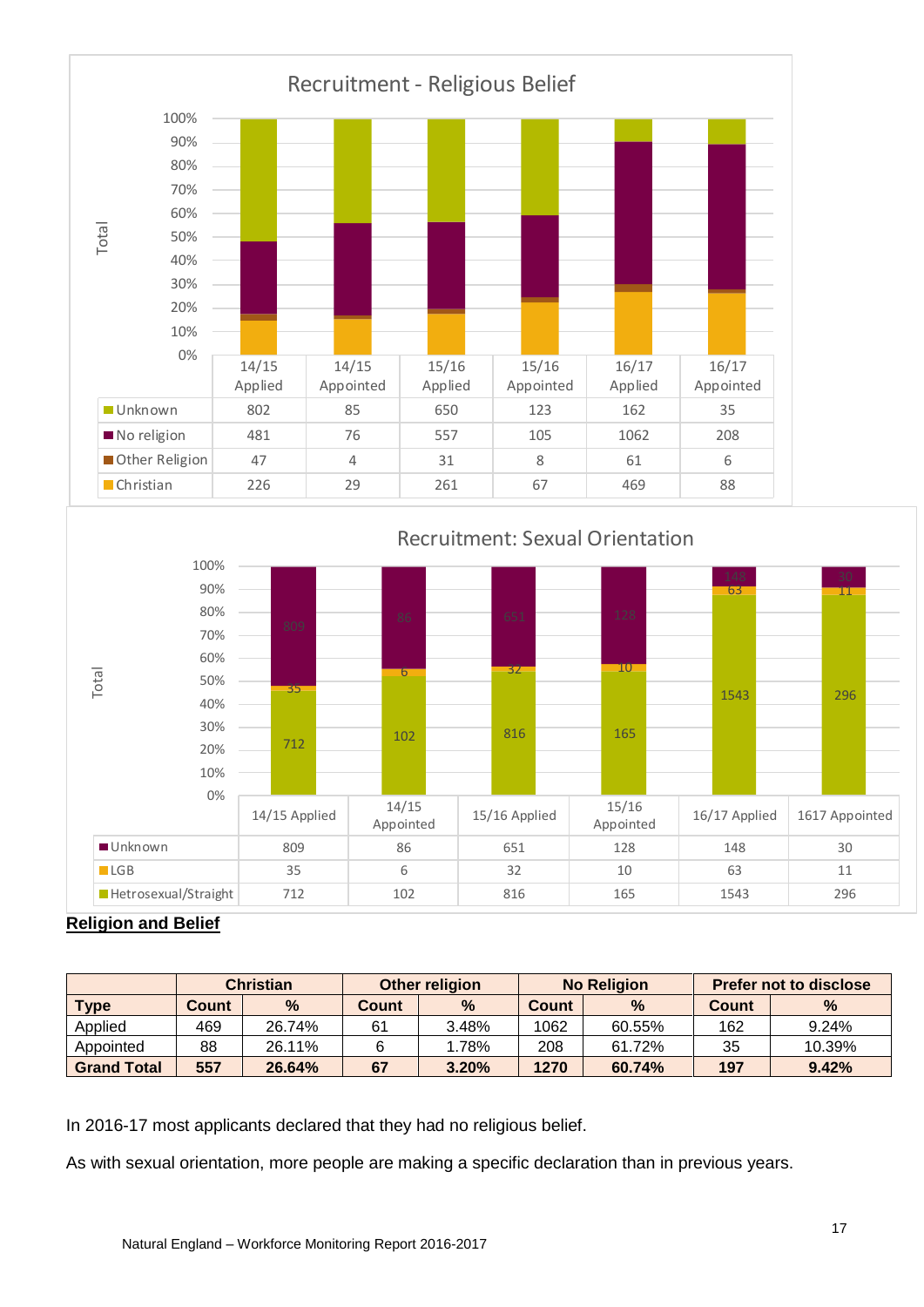**Recruitment - Religious Belief**

| | 14/15 Applied | 14/15 Appointed | 15/16 Applied | 15/16 Appointed | 16/17 Applied | 16/17 Appointed |
|---|---|---|---|---|---|---|
| Unknown | 802 | 85 | 650 | 123 | 162 | 35 |
| No religion | 481 | 76 | 557 | 105 | 1062 | 208 |
| Other Religion | 47 | 4 | 31 | 8 | 61 | 6 |
| Christian | 226 | 29 | 261 | 67 | 469 | 88 |

**Recruitment: Sexual Orientation**

| | 14/15 Applied | 14/15 Appointed | 15/16 Applied | 15/16 Appointed | 16/17 Applied | 1617 Appointed |
|---|---|---|---|---|---|---|
| Unknown | 809 | 86 | 651 | 128 | 148 | 30 |
| LGB | 35 | 6 | 32 | 10 | 63 | 11 |
| Hetrosexual/Straight | 712 | 102 | 816 | 165 | 1543 | 296 |

**Religion and Belief**

| | Christian | | Other religion | | No Religion | | Prefer not to disclose | |
|---|---|---|---|---|---|---|---|---|
| **Type** | **Count** | **%** | **Count** | **%** | **Count** | **%** | **Count** | **%** |
| Applied | 469 | 26.74% | 61 | 3.48% | 1062 | 60.55% | 162 | 9.24% |
| Appointed | 88 | 26.11% | 6 | 1.78% | 208 | 61.72% | 35 | 10.39% |
| **Grand Total** | **557** | **26.64%** | **67** | **3.20%** | **1270** | **60.74%** | **197** | **9.42%** |

In 2016-17 most applicants declared that they had no religious belief.

As with sexual orientation, more people are making a specific declaration than in previous years.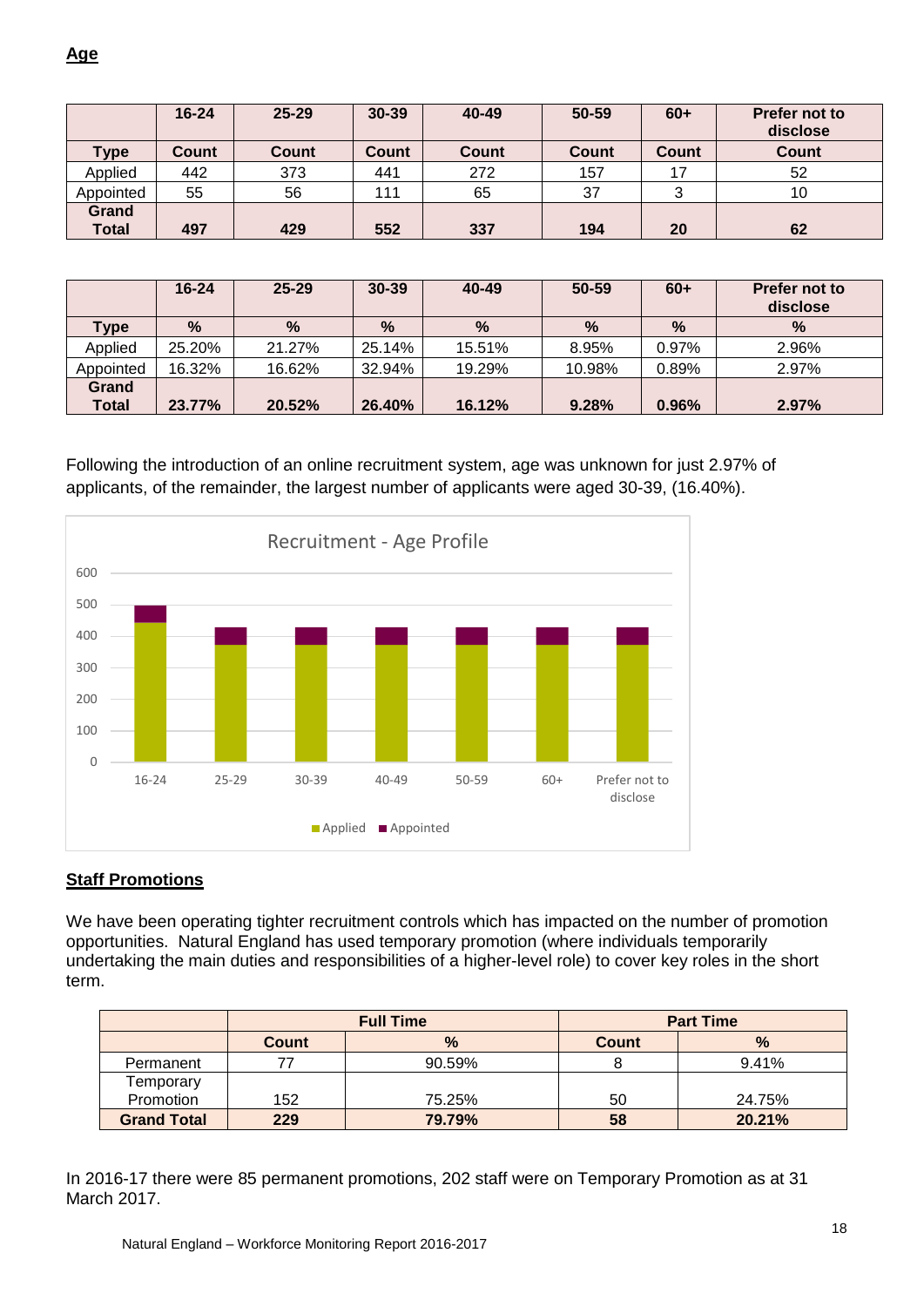## Age

| | 16-24 | 25-29 | 30-39 | 40-49 | 50-59 | 60+ | Prefer not to disclose |
|---|---|---|---|---|---|---|---|
| **Type** | **Count** | **Count** | **Count** | **Count** | **Count** | **Count** | **Count** |
| Applied | 442 | 373 | 441 | 272 | 157 | 17 | 52 |
| Appointed | 55 | 56 | 111 | 65 | 37 | 3 | 10 |
| **Grand Total** | **497** | **429** | **552** | **337** | **194** | **20** | **62** |

| | 16-24 | 25-29 | 30-39 | 40-49 | 50-59 | 60+ | Prefer not to disclose |
|---|---|---|---|---|---|---|---|
| **Type** | **%** | **%** | **%** | **%** | **%** | **%** | **%** |
| Applied | 25.20% | 21.27% | 25.14% | 15.51% | 8.95% | 0.97% | 2.96% |
| Appointed | 16.32% | 16.62% | 32.94% | 19.29% | 10.98% | 0.89% | 2.97% |
| **Grand Total** | **23.77%** | **20.52%** | **26.40%** | **16.12%** | **9.28%** | **0.96%** | **2.97%** |

Following the introduction of an online recruitment system, age was unknown for just 2.97% of applicants, of the remainder, the largest number of applicants were aged 30-39, (16.40%).

## Staff Promotions

We have been operating tighter recruitment controls which has impacted on the number of promotion opportunities. Natural England has used temporary promotion (where individuals temporarily undertaking the main duties and responsibilities of a higher-level role) to cover key roles in the short term.

| | Full Time | | Part Time | |
|---|---|---|---|---|
| | **Count** | **%** | **Count** | **%** |
| Permanent | 77 | 90.59% | 8 | 9.41% |
| Temporary Promotion | 152 | 75.25% | 50 | 24.75% |
| **Grand Total** | **229** | **79.79%** | **58** | **20.21%** |

In 2016-17 there were 85 permanent promotions, 202 staff were on Temporary Promotion as at 31 March 2017.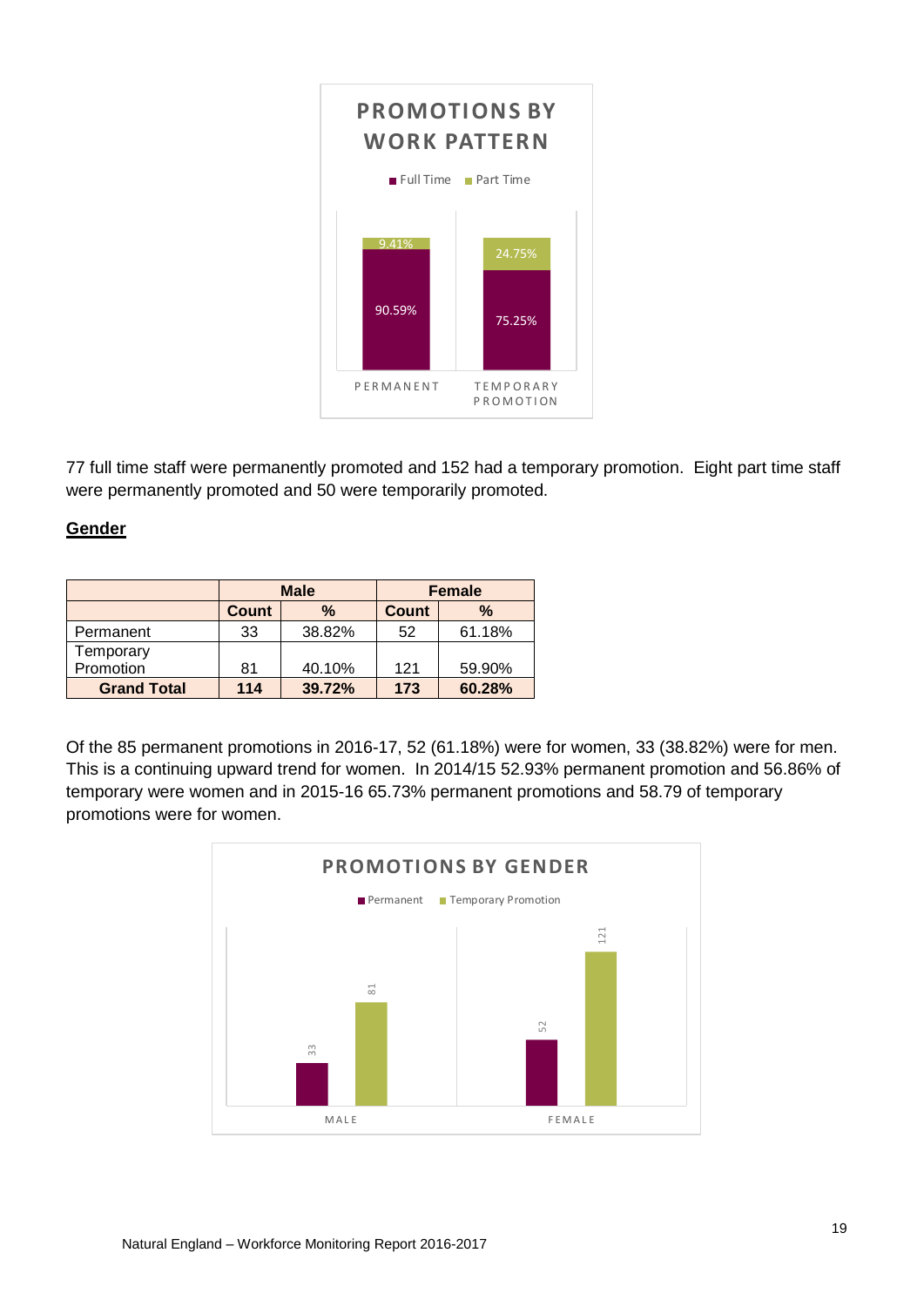77 full time staff were permanently promoted and 152 had a temporary promotion. Eight part time staff were permanently promoted and 50 were temporarily promoted.

## Gender

| | Male | | Female | |
|---|---|---|---|---|
| | Count | % | Count | % |
| Permanent | 33 | 38.82% | 52 | 61.18% |
| Temporary Promotion | 81 | 40.10% | 121 | 59.90% |
| **Grand Total** | **114** | **39.72%** | **173** | **60.28%** |

Of the 85 permanent promotions in 2016-17, 52 (61.18%) were for women, 33 (38.82%) were for men. This is a continuing upward trend for women. In 2014/15 52.93% permanent promotion and 56.86% of temporary were women and in 2015-16 65.73% permanent promotions and 58.79 of temporary promotions were for women.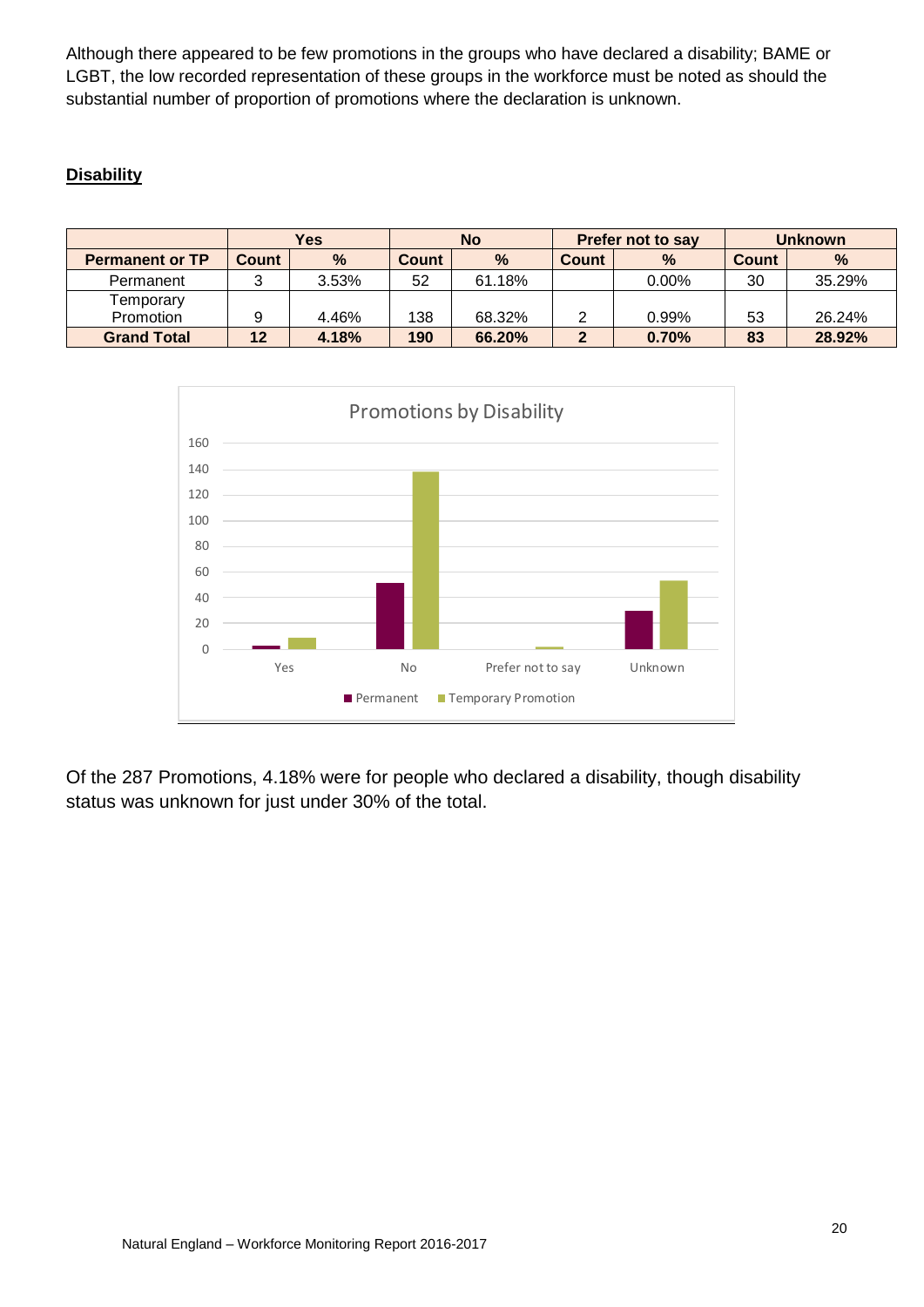Although there appeared to be few promotions in the groups who have declared a disability; BAME or LGBT, the low recorded representation of these groups in the workforce must be noted as should the substantial number of proportion of promotions where the declaration is unknown.

**Disability**

| | Yes | | No | | Prefer not to say | | Unknown | |
|---|---|---|---|---|---|---|---|---|
| **Permanent or TP** | **Count** | **%** | **Count** | **%** | **Count** | **%** | **Count** | **%** |
| Permanent | 3 | 3.53% | 52 | 61.18% | | 0.00% | 30 | 35.29% |
| Temporary Promotion | 9 | 4.46% | 138 | 68.32% | 2 | 0.99% | 53 | 26.24% |
| **Grand Total** | **12** | **4.18%** | **190** | **66.20%** | **2** | **0.70%** | **83** | **28.92%** |

Of the 287 Promotions, 4.18% were for people who declared a disability, though disability status was unknown for just under 30% of the total.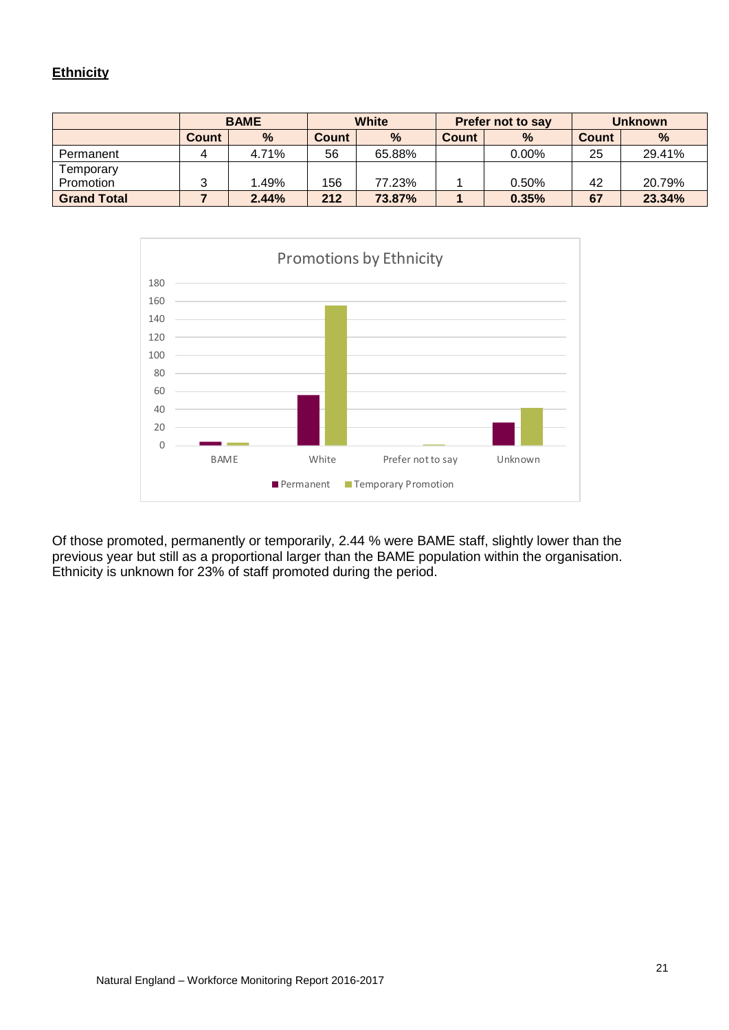## Ethnicity

| | BAME | | White | | Prefer not to say | | Unknown | |
|---|---|---|---|---|---|---|---|---|
| | **Count** | **%** | **Count** | **%** | **Count** | **%** | **Count** | **%** |
| Permanent | 4 | 4.71% | 56 | 65.88% | | 0.00% | 25 | 29.41% |
| Temporary Promotion | 3 | 1.49% | 156 | 77.23% | 1 | 0.50% | 42 | 20.79% |
| **Grand Total** | **7** | **2.44%** | **212** | **73.87%** | **1** | **0.35%** | **67** | **23.34%** |

Of those promoted, permanently or temporarily, 2.44 % were BAME staff, slightly lower than the previous year but still as a proportional larger than the BAME population within the organisation. Ethnicity is unknown for 23% of staff promoted during the period.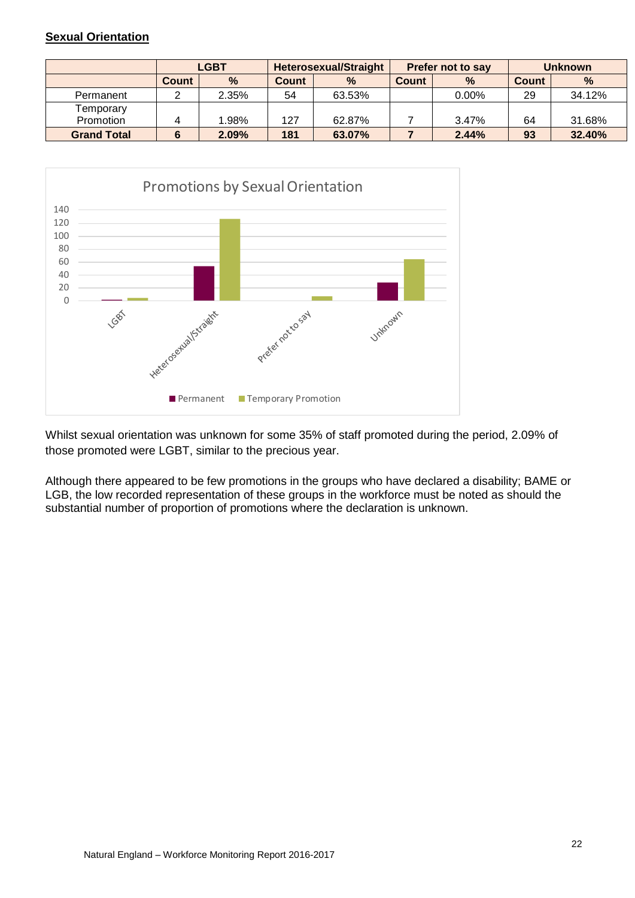**Sexual Orientation**

| | LGBT | | Heterosexual/Straight | | Prefer not to say | | Unknown | |
|---|---|---|---|---|---|---|---|---|
| | **Count** | **%** | **Count** | **%** | **Count** | **%** | **Count** | **%** |
| Permanent | 2 | 2.35% | 54 | 63.53% | | 0.00% | 29 | 34.12% |
| Temporary Promotion | 4 | 1.98% | 127 | 62.87% | 7 | 3.47% | 64 | 31.68% |
| **Grand Total** | **6** | **2.09%** | **181** | **63.07%** | **7** | **2.44%** | **93** | **32.40%** |

Whilst sexual orientation was unknown for some 35% of staff promoted during the period, 2.09% of those promoted were LGBT, similar to the precious year.

Although there appeared to be few promotions in the groups who have declared a disability; BAME or LGB, the low recorded representation of these groups in the workforce must be noted as should the substantial number of proportion of promotions where the declaration is unknown.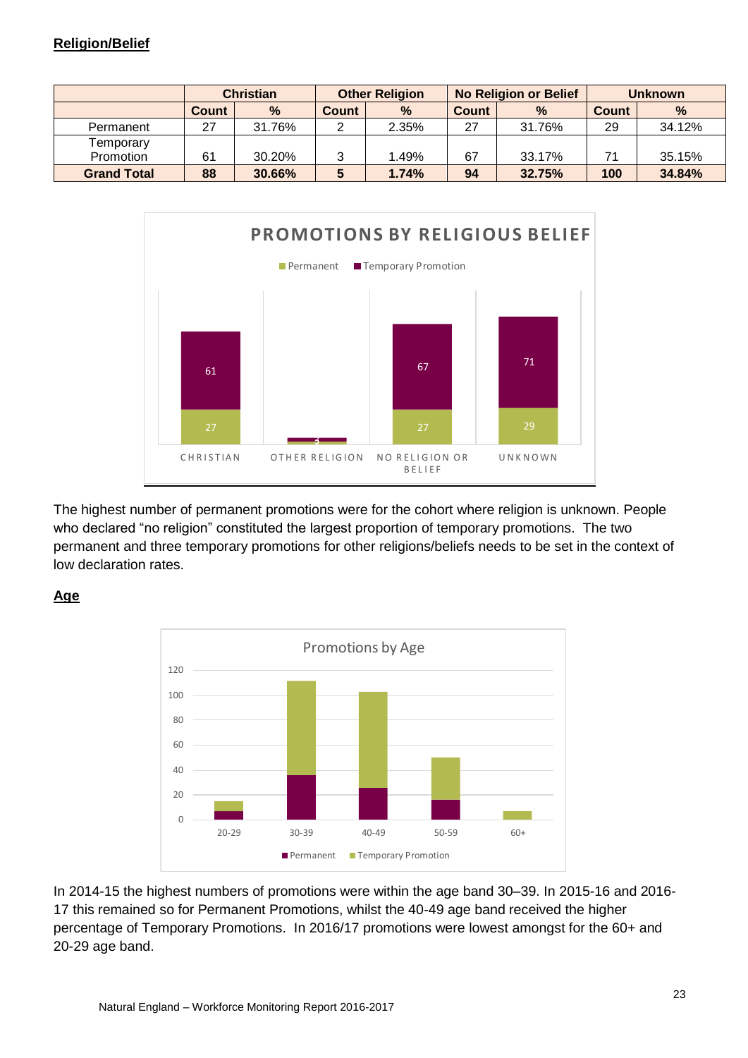## Religion/Belief

| | Christian | | Other Religion | | No Religion or Belief | | Unknown | |
|---|---|---|---|---|---|---|---|---|
| | Count | % | Count | % | Count | % | Count | % |
| Permanent | 27 | 31.76% | 2 | 2.35% | 27 | 31.76% | 29 | 34.12% |
| Temporary Promotion | 61 | 30.20% | 3 | 1.49% | 67 | 33.17% | 71 | 35.15% |
| **Grand Total** | **88** | **30.66%** | **5** | **1.74%** | **94** | **32.75%** | **100** | **34.84%** |

The highest number of permanent promotions were for the cohort where religion is unknown. People who declared "no religion" constituted the largest proportion of temporary promotions. The two permanent and three temporary promotions for other religions/beliefs needs to be set in the context of low declaration rates.

## Age

In 2014-15 the highest numbers of promotions were within the age band 30–39. In 2015-16 and 2016-17 this remained so for Permanent Promotions, whilst the 40-49 age band received the higher percentage of Temporary Promotions. In 2016/17 promotions were lowest amongst for the 60+ and 20-29 age band.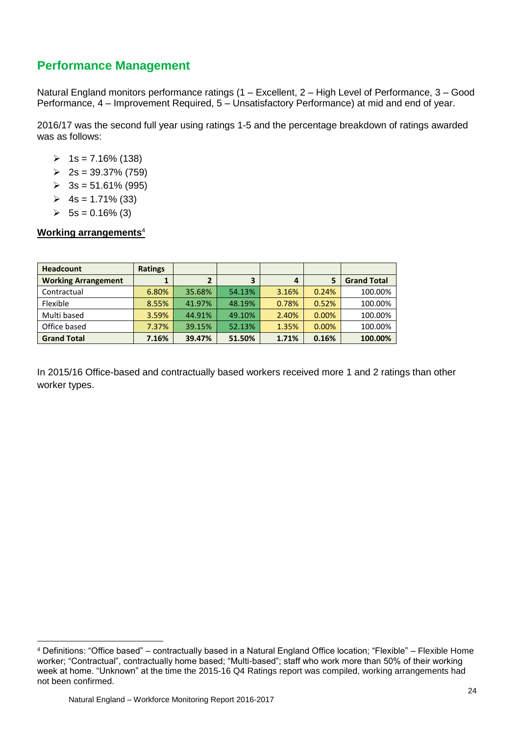## Performance Management

Natural England monitors performance ratings (1 – Excellent, 2 – High Level of Performance, 3 – Good Performance, 4 – Improvement Required, 5 – Unsatisfactory Performance) at mid and end of year.

2016/17 was the second full year using ratings 1-5 and the percentage breakdown of ratings awarded was as follows:

- 1s = 7.16% (138)
- 2s = 39.37% (759)
- 3s = 51.61% (995)
- 4s = 1.71% (33)
- 5s = 0.16% (3)

**Working arrangements**[4]

| Headcount | Ratings | | | | | |
|---|---|---|---|---|---|---|
| **Working Arrangement** | **1** | **2** | **3** | **4** | **5** | **Grand Total** |
| Contractual | 6.80% | 35.68% | 54.13% | 3.16% | 0.24% | 100.00% |
| Flexible | 8.55% | 41.97% | 48.19% | 0.78% | 0.52% | 100.00% |
| Multi based | 3.59% | 44.91% | 49.10% | 2.40% | 0.00% | 100.00% |
| Office based | 7.37% | 39.15% | 52.13% | 1.35% | 0.00% | 100.00% |
| **Grand Total** | **7.16%** | **39.47%** | **51.50%** | **1.71%** | **0.16%** | **100.00%** |

In 2015/16 Office-based and contractually based workers received more 1 and 2 ratings than other worker types.

[4] Definitions: "Office based" – contractually based in a Natural England Office location; "Flexible" – Flexible Home worker; "Contractual", contractually home based; "Multi-based"; staff who work more than 50% of their working week at home. "Unknown" at the time the 2015-16 Q4 Ratings report was compiled, working arrangements had not been confirmed.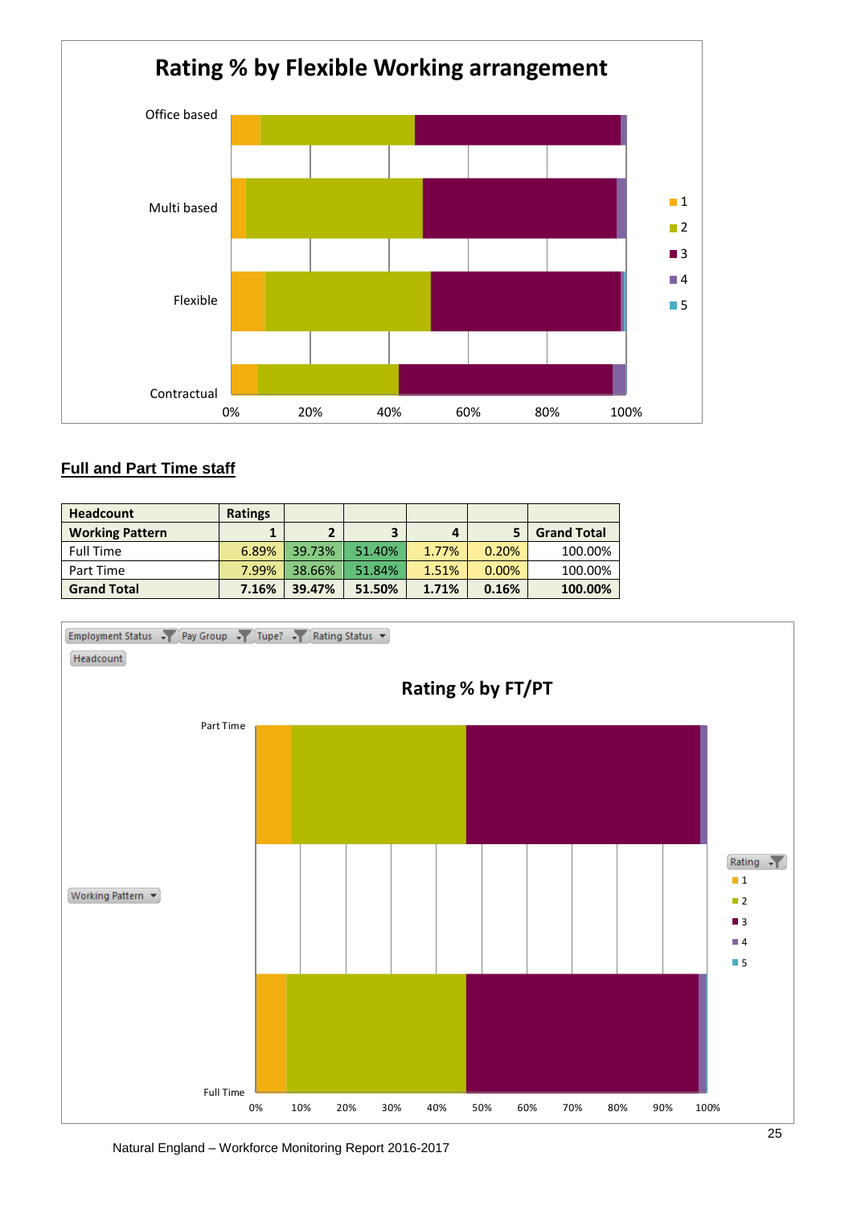## Full and Part Time staff

| Headcount | Ratings | | | | | |
|---|---|---|---|---|---|---|
| **Working Pattern** | **1** | **2** | **3** | **4** | **5** | **Grand Total** |
| Full Time | 6.89% | 39.73% | 51.40% | 1.77% | 0.20% | 100.00% |
| Part Time | 7.99% | 38.66% | 51.84% | 1.51% | 0.00% | 100.00% |
| **Grand Total** | **7.16%** | **39.47%** | **51.50%** | **1.71%** | **0.16%** | **100.00%** |

Natural England – Workforce Monitoring Report 2016-2017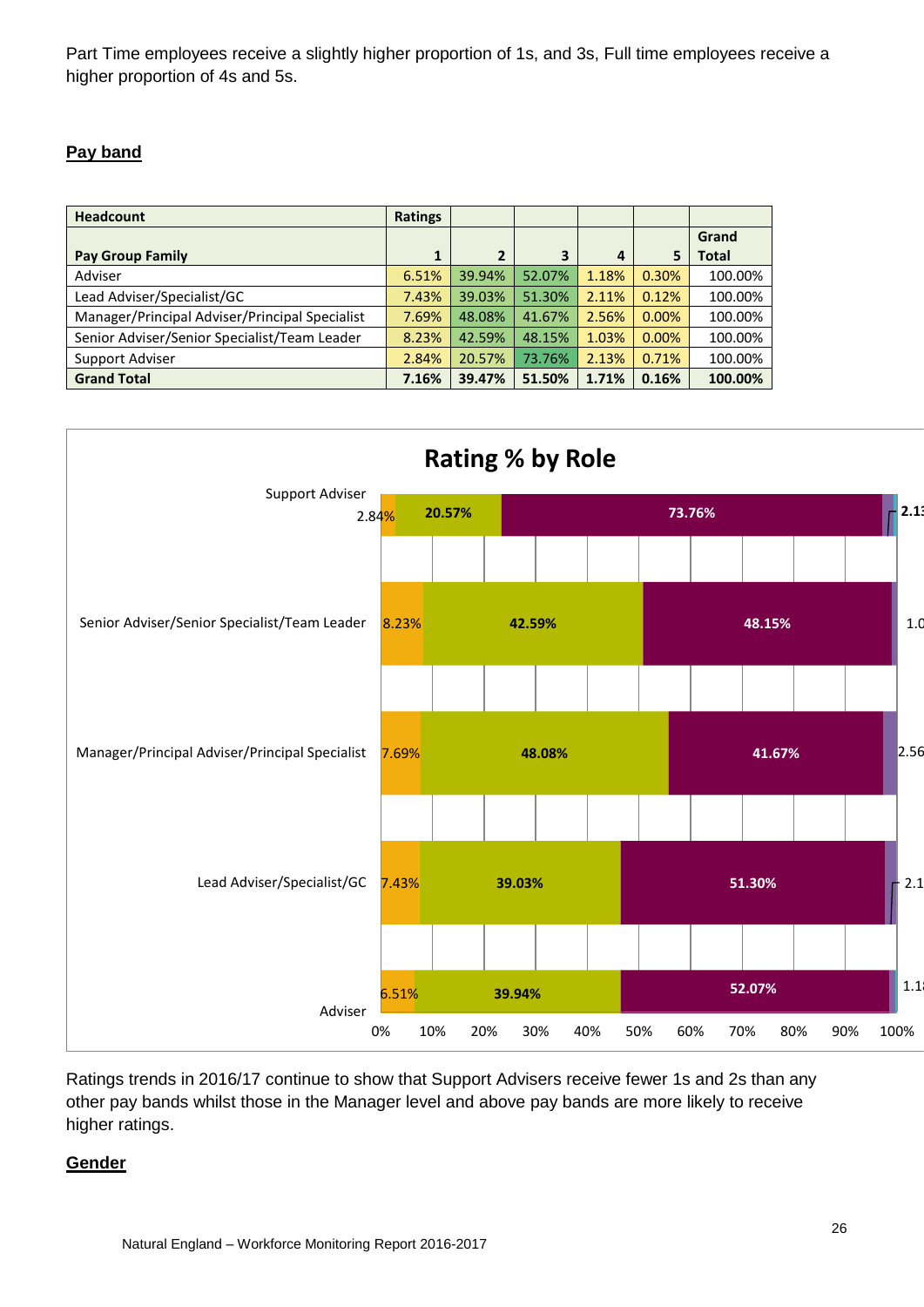Part Time employees receive a slightly higher proportion of 1s, and 3s, Full time employees receive a higher proportion of 4s and 5s.

## Pay band

| Headcount | Ratings | | | | | |
|---|---|---|---|---|---|---|
| **Pay Group Family** | **1** | **2** | **3** | **4** | **5** | **Grand Total** |
| Adviser | 6.51% | 39.94% | 52.07% | 1.18% | 0.30% | 100.00% |
| Lead Adviser/Specialist/GC | 7.43% | 39.03% | 51.30% | 2.11% | 0.12% | 100.00% |
| Manager/Principal Adviser/Principal Specialist | 7.69% | 48.08% | 41.67% | 2.56% | 0.00% | 100.00% |
| Senior Adviser/Senior Specialist/Team Leader | 8.23% | 42.59% | 48.15% | 1.03% | 0.00% | 100.00% |
| Support Adviser | 2.84% | 20.57% | 73.76% | 2.13% | 0.71% | 100.00% |
| **Grand Total** | **7.16%** | **39.47%** | **51.50%** | **1.71%** | **0.16%** | **100.00%** |

**Rating % by Role**

| Role | 1 | 2 | 3 | 4 |
|---|---|---|---|---|
| Support Adviser | 2.84% | 20.57% | 73.76% | 2.13 |
| Senior Adviser/Senior Specialist/Team Leader | 8.23% | 42.59% | 48.15% | 1.0 |
| Manager/Principal Adviser/Principal Specialist | 7.69% | 48.08% | 41.67% | 2.56 |
| Lead Adviser/Specialist/GC | 7.43% | 39.03% | 51.30% | 2.1 |
| Adviser | 6.51% | 39.94% | 52.07% | 1.1 |

Ratings trends in 2016/17 continue to show that Support Advisers receive fewer 1s and 2s than any other pay bands whilst those in the Manager level and above pay bands are more likely to receive higher ratings.

## Gender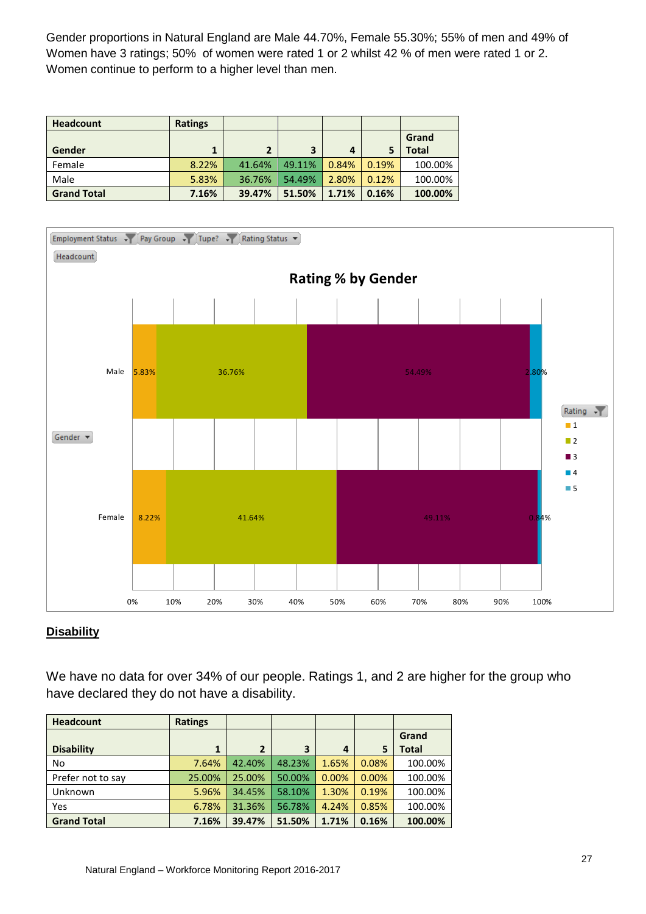Gender proportions in Natural England are Male 44.70%, Female 55.30%; 55% of men and 49% of Women have 3 ratings; 50% of women were rated 1 or 2 whilst 42 % of men were rated 1 or 2. Women continue to perform to a higher level than men.

| Headcount | Ratings | | | | | |
|---|---|---|---|---|---|---|
| Gender | 1 | 2 | 3 | 4 | 5 | Grand Total |
| Female | 8.22% | 41.64% | 49.11% | 0.84% | 0.19% | 100.00% |
| Male | 5.83% | 36.76% | 54.49% | 2.80% | 0.12% | 100.00% |
| **Grand Total** | **7.16%** | **39.47%** | **51.50%** | **1.71%** | **0.16%** | **100.00%** |

Employment Status | Pay Group | Tupe? | Rating Status

Headcount

**Rating % by Gender**

| Gender | 1 | 2 | 3 | 4 |
|---|---|---|---|---|
| Male | 5.83% | 36.76% | 54.49% | 2.80% |
| Female | 8.22% | 41.64% | 49.11% | 0.84% |

Rating: 1, 2, 3, 4, 5

0% 10% 20% 30% 40% 50% 60% 70% 80% 90% 100%

## Disability

We have no data for over 34% of our people. Ratings 1, and 2 are higher for the group who have declared they do not have a disability.

| Headcount | Ratings | | | | | |
|---|---|---|---|---|---|---|
| Disability | 1 | 2 | 3 | 4 | 5 | Grand Total |
| No | 7.64% | 42.40% | 48.23% | 1.65% | 0.08% | 100.00% |
| Prefer not to say | 25.00% | 25.00% | 50.00% | 0.00% | 0.00% | 100.00% |
| Unknown | 5.96% | 34.45% | 58.10% | 1.30% | 0.19% | 100.00% |
| Yes | 6.78% | 31.36% | 56.78% | 4.24% | 0.85% | 100.00% |
| **Grand Total** | **7.16%** | **39.47%** | **51.50%** | **1.71%** | **0.16%** | **100.00%** |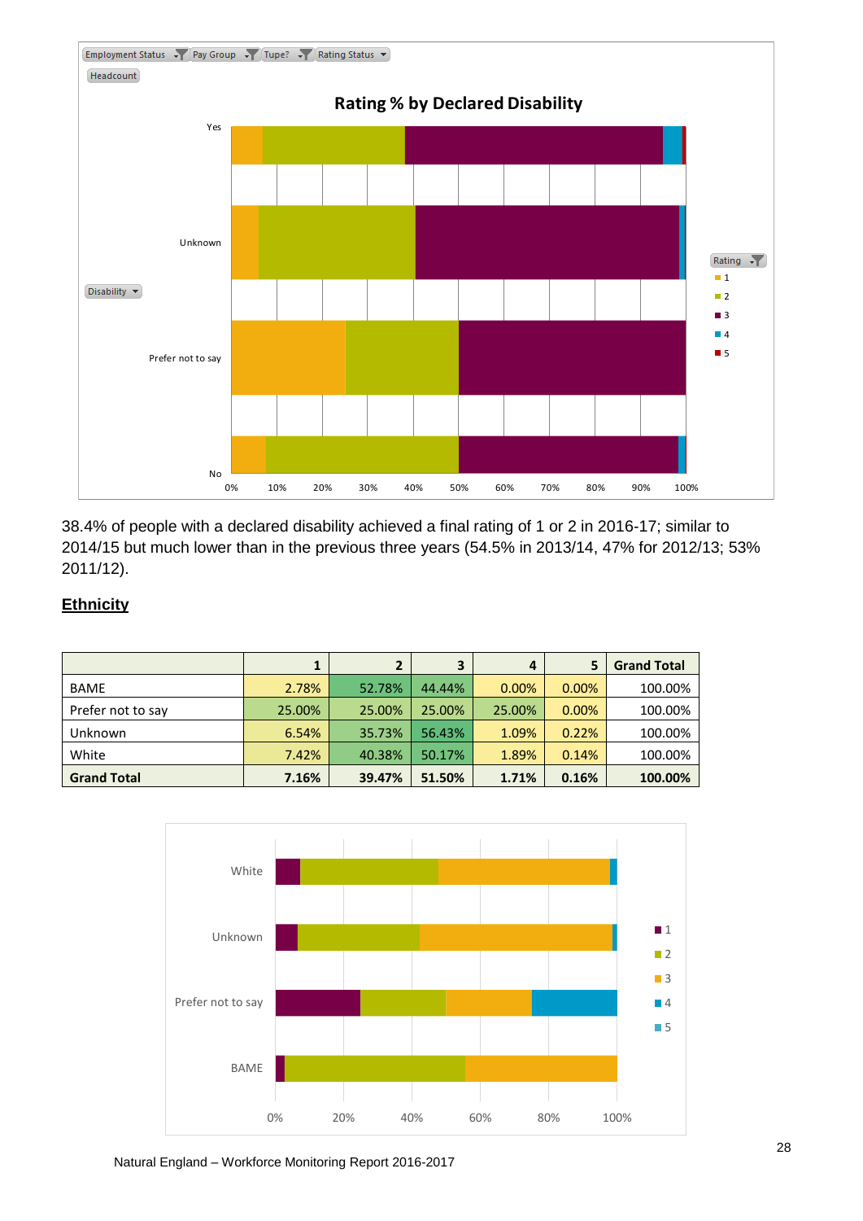38.4% of people with a declared disability achieved a final rating of 1 or 2 in 2016-17; similar to 2014/15 but much lower than in the previous three years (54.5% in 2013/14, 47% for 2012/13; 53% 2011/12).

## Ethnicity

| | 1 | 2 | 3 | 4 | 5 | Grand Total |
|---|---|---|---|---|---|---|
| BAME | 2.78% | 52.78% | 44.44% | 0.00% | 0.00% | 100.00% |
| Prefer not to say | 25.00% | 25.00% | 25.00% | 25.00% | 0.00% | 100.00% |
| Unknown | 6.54% | 35.73% | 56.43% | 1.09% | 0.22% | 100.00% |
| White | 7.42% | 40.38% | 50.17% | 1.89% | 0.14% | 100.00% |
| **Grand Total** | **7.16%** | **39.47%** | **51.50%** | **1.71%** | **0.16%** | **100.00%** |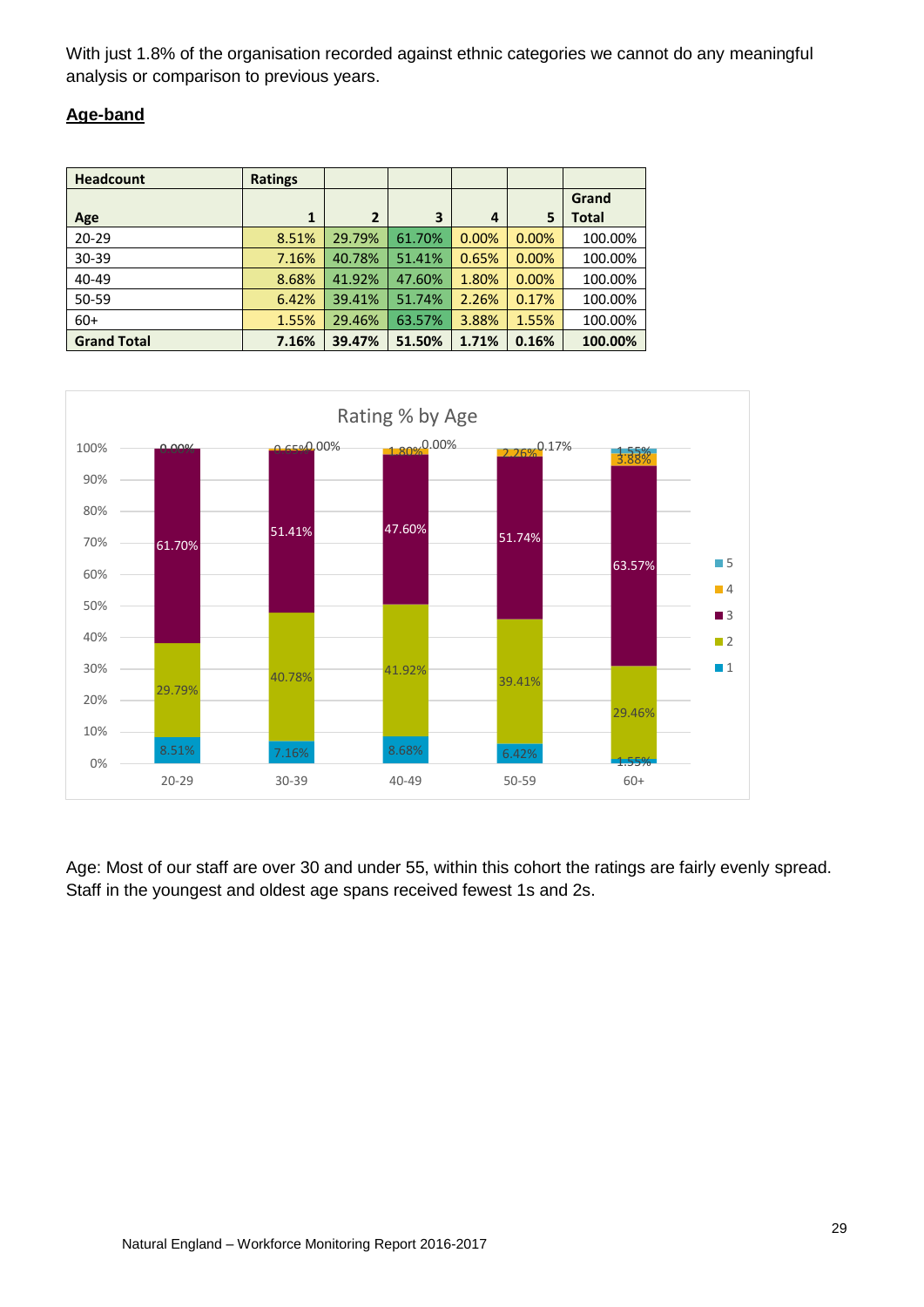With just 1.8% of the organisation recorded against ethnic categories we cannot do any meaningful analysis or comparison to previous years.

**Age-band**

| Headcount | Ratings | | | | | |
|---|---|---|---|---|---|---|
| Age | 1 | 2 | 3 | 4 | 5 | Grand Total |
| 20-29 | 8.51% | 29.79% | 61.70% | 0.00% | 0.00% | 100.00% |
| 30-39 | 7.16% | 40.78% | 51.41% | 0.65% | 0.00% | 100.00% |
| 40-49 | 8.68% | 41.92% | 47.60% | 1.80% | 0.00% | 100.00% |
| 50-59 | 6.42% | 39.41% | 51.74% | 2.26% | 0.17% | 100.00% |
| 60+ | 1.55% | 29.46% | 63.57% | 3.88% | 1.55% | 100.00% |
| **Grand Total** | **7.16%** | **39.47%** | **51.50%** | **1.71%** | **0.16%** | **100.00%** |

Rating % by Age

Age: Most of our staff are over 30 and under 55, within this cohort the ratings are fairly evenly spread. Staff in the youngest and oldest age spans received fewest 1s and 2s.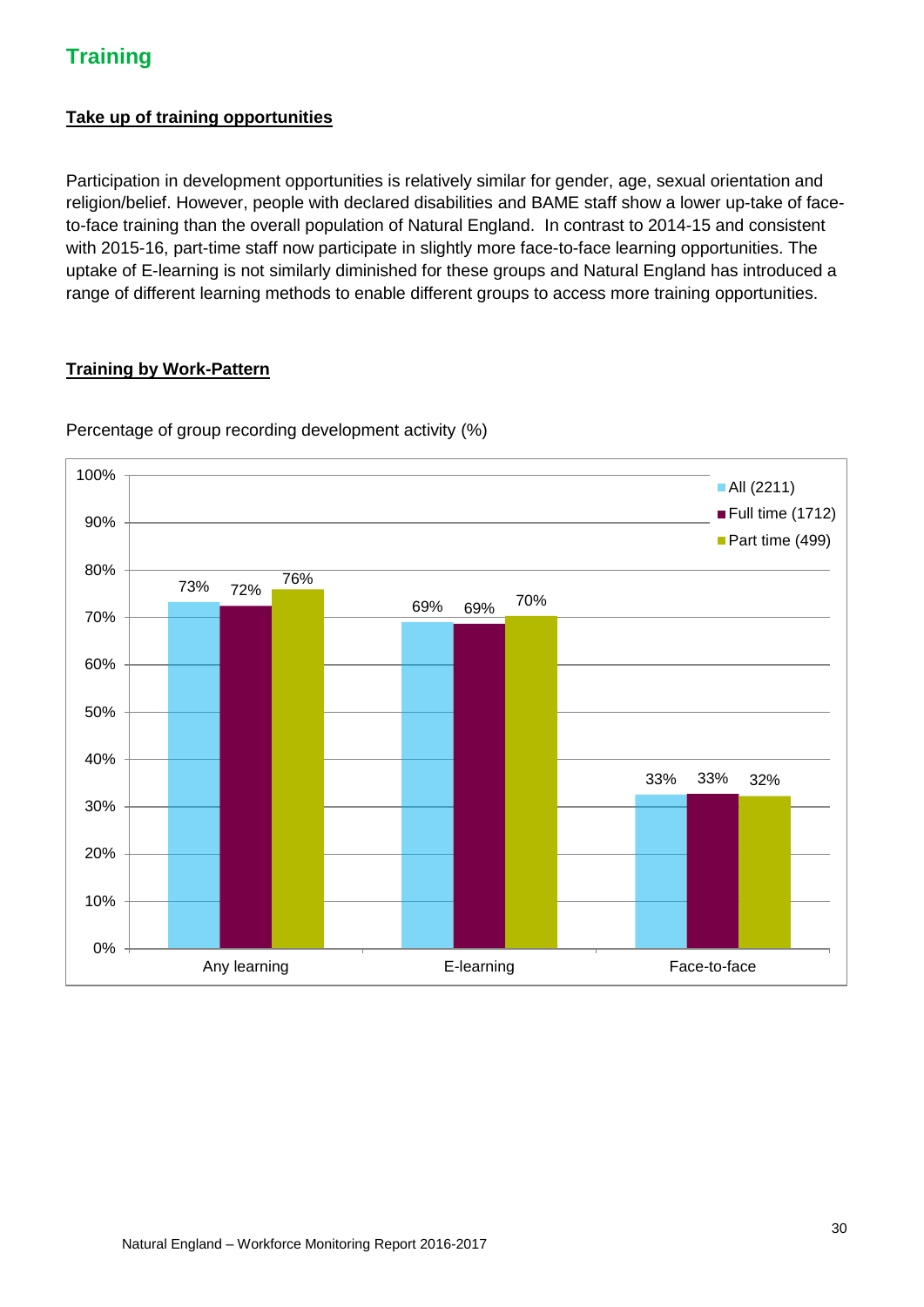## Training

### Take up of training opportunities

Participation in development opportunities is relatively similar for gender, age, sexual orientation and religion/belief. However, people with declared disabilities and BAME staff show a lower up-take of face-to-face training than the overall population of Natural England. In contrast to 2014-15 and consistent with 2015-16, part-time staff now participate in slightly more face-to-face learning opportunities. The uptake of E-learning is not similarly diminished for these groups and Natural England has introduced a range of different learning methods to enable different groups to access more training opportunities.

### Training by Work-Pattern

Percentage of group recording development activity (%)

| | All (2211) | Full time (1712) | Part time (499) |
|---|---|---|---|
| Any learning | 73% | 72% | 76% |
| E-learning | 69% | 69% | 70% |
| Face-to-face | 33% | 33% | 32% |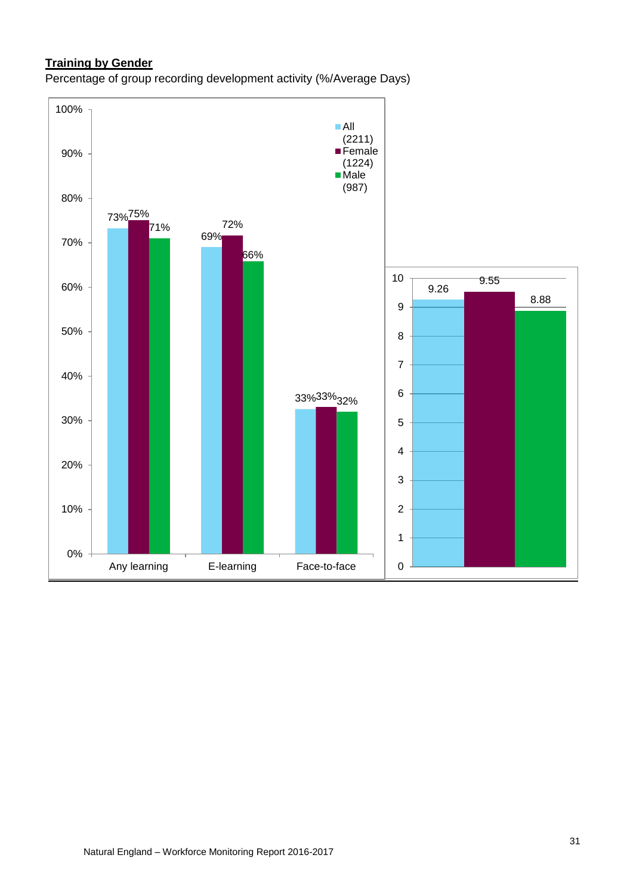**Training by Gender**

Percentage of group recording development activity (%/Average Days)

| | All (2211) | Female (1224) | Male (987) |
|---|---|---|---|
| Any learning | 73% | 75% | 71% |
| E-learning | 69% | 72% | 66% |
| Face-to-face | 33% | 33% | 32% |
| Average Days | 9.26 | 9.55 | 8.88 |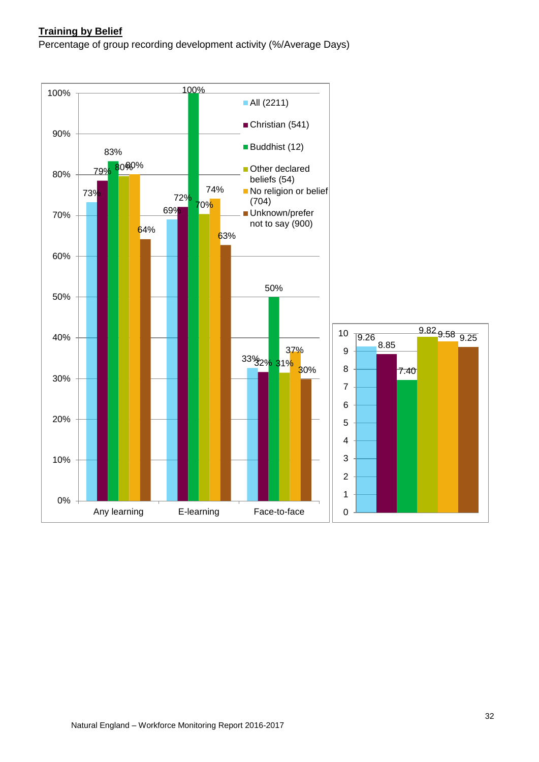**Training by Belief**

Percentage of group recording development activity (%/Average Days)

| | All (2211) | Christian (541) | Buddhist (12) | Other declared beliefs (54) | No religion or belief (704) | Unknown/prefer not to say (900) |
|---|---|---|---|---|---|---|
| Any learning | 73% | 79% | 83% | 80% | 80% | 64% |
| E-learning | 69% | 72% | 100% | 70% | 74% | 63% |
| Face-to-face | 33% | 32% | 50% | 31% | 37% | 30% |
| Average Days | 9.26 | 8.85 | 7.40 | 9.82 | 9.58 | 9.25 |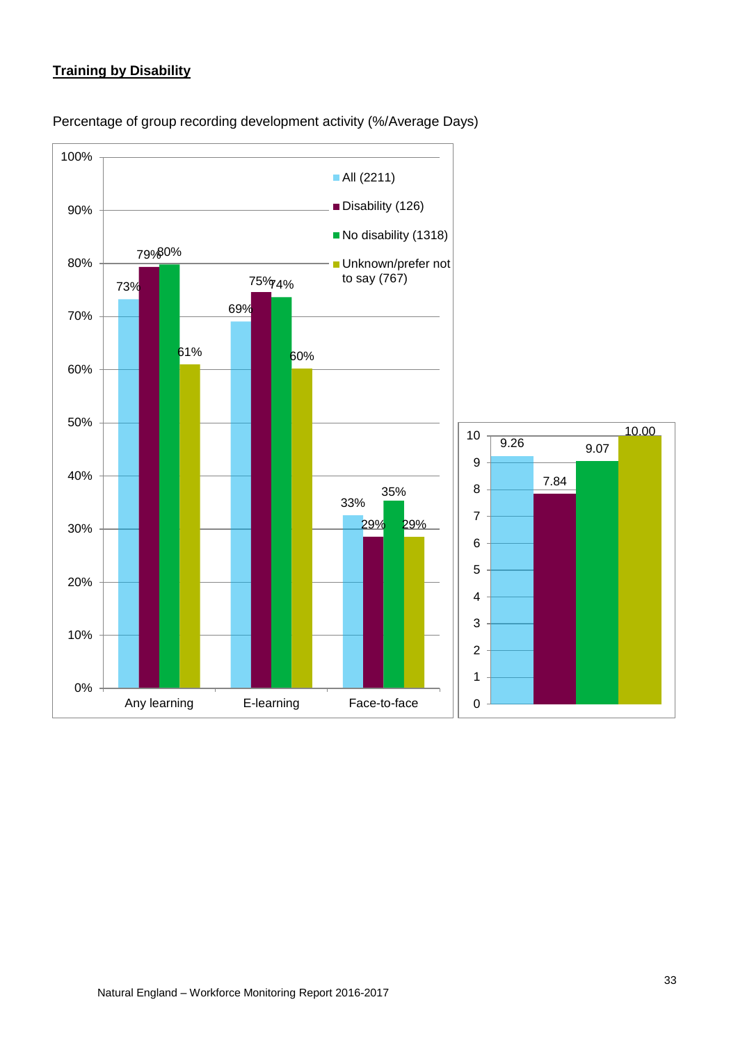**Training by Disability**

Percentage of group recording development activity (%/Average Days)

| | All (2211) | Disability (126) | No disability (1318) | Unknown/prefer not to say (767) |
|---|---|---|---|---|
| Any learning | 73% | 79% | 80% | 61% |
| E-learning | 69% | 75% | 74% | 60% |
| Face-to-face | 33% | 29% | 35% | 29% |
| Average Days | 9.26 | 7.84 | 9.07 | 10.00 |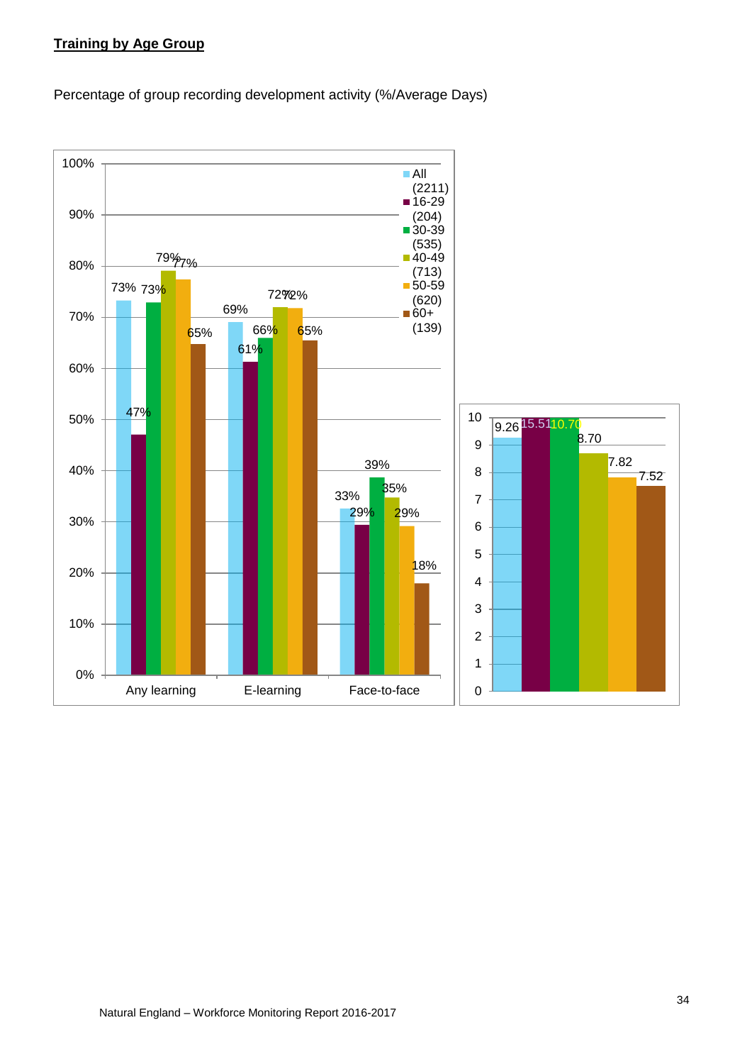**Training by Age Group**

Percentage of group recording development activity (%/Average Days)

| | All (2211) | 16-29 (204) | 30-39 (535) | 40-49 (713) | 50-59 (620) | 60+ (139) |
|---|---|---|---|---|---|---|
| Any learning | 73% | 47% | 73% | 79% | 77% | 65% |
| E-learning | 69% | 61% | 66% | 72% | 72% | 65% |
| Face-to-face | 33% | 29% | 39% | 35% | 29% | 18% |
| Average Days | 9.26 | 15.51 | 10.70 | 8.70 | 7.82 | 7.52 |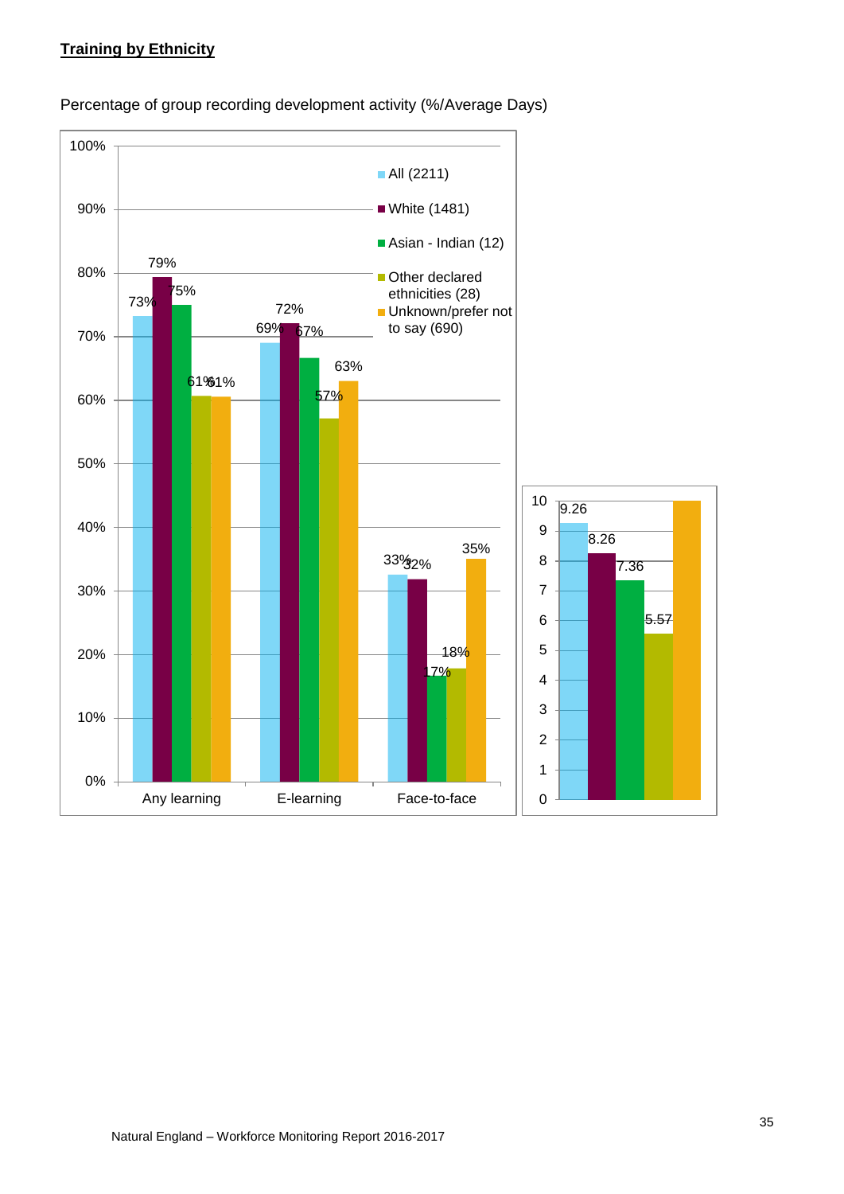## **Training by Ethnicity**

Percentage of group recording development activity (%/Average Days)

| | All (2211) | White (1481) | Asian - Indian (12) | Other declared ethnicities (28) | Unknown/prefer not to say (690) |
|---|---|---|---|---|---|
| Any learning | 73% | 79% | 75% | 61% | 61% |
| E-learning | 69% | 72% | 67% | 57% | 63% |
| Face-to-face | 33% | 32% | 17% | 18% | 35% |

| | All (2211) | White (1481) | Asian - Indian (12) | Other declared ethnicities (28) | Unknown/prefer not to say (690) |
|---|---|---|---|---|---|
| Average Days | 9.26 | 8.26 | 7.36 | 5.57 | |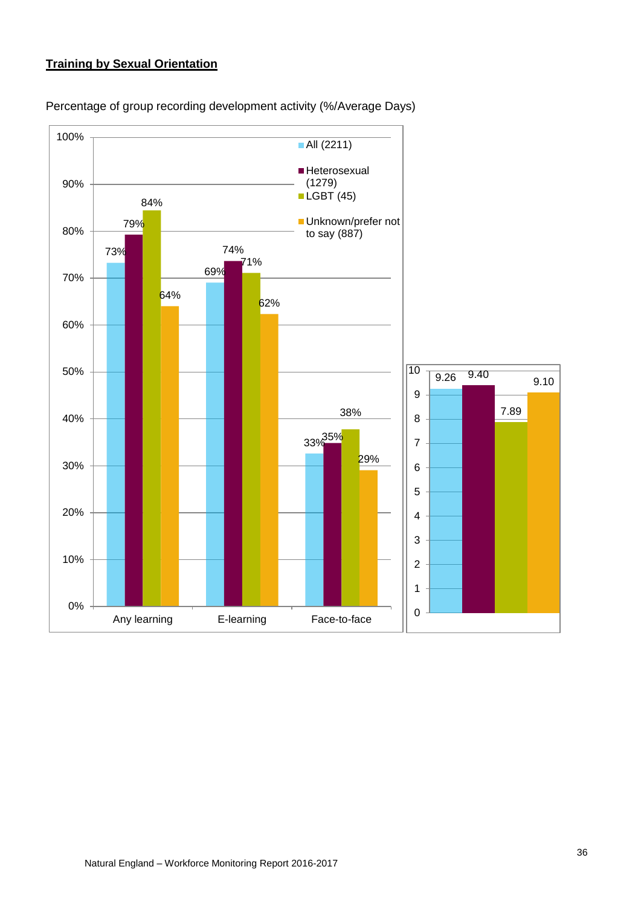## Training by Sexual Orientation

Percentage of group recording development activity (%/Average Days)

| | All (2211) | Heterosexual (1279) | LGBT (45) | Unknown/prefer not to say (887) |
|---|---|---|---|---|
| Any learning | 73% | 79% | 84% | 64% |
| E-learning | 69% | 74% | 71% | 62% |
| Face-to-face | 33% | 35% | 38% | 29% |
| Average Days | 9.26 | 9.40 | 7.89 | 9.10 |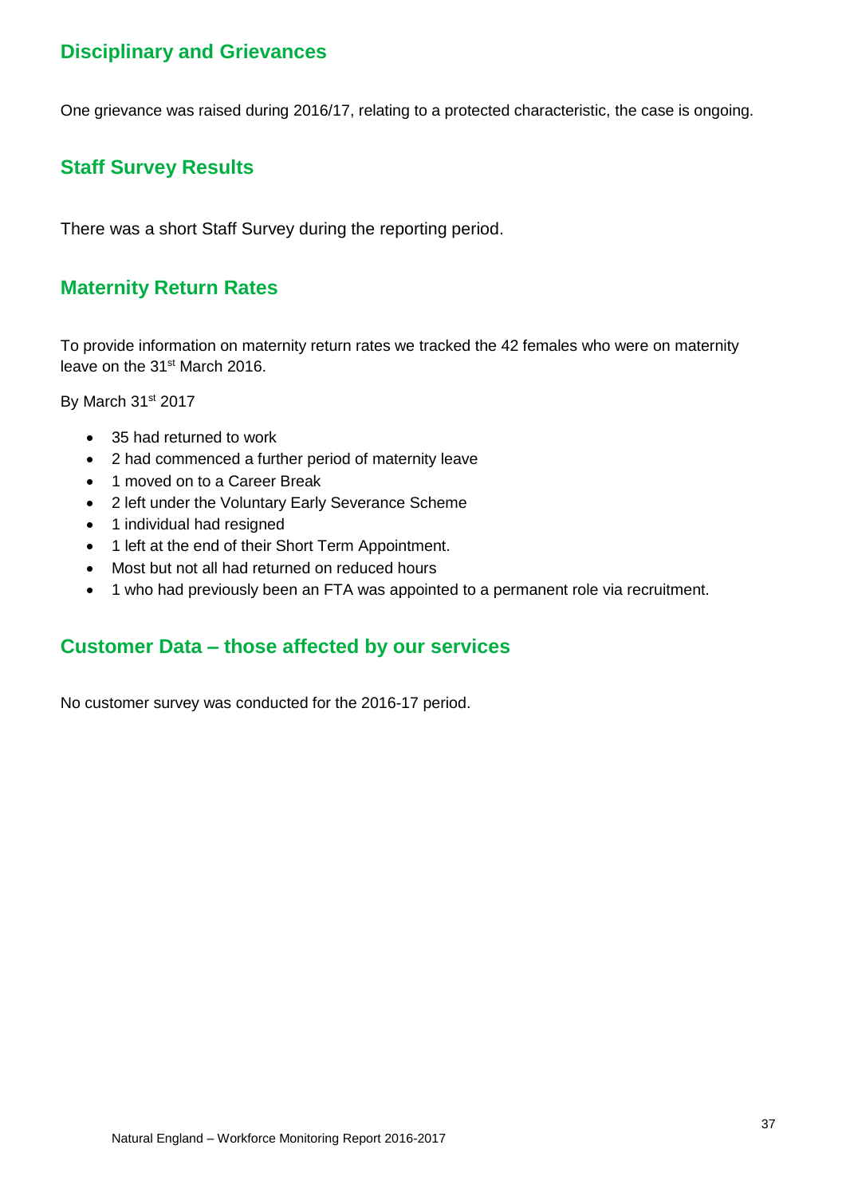## Disciplinary and Grievances

One grievance was raised during 2016/17, relating to a protected characteristic, the case is ongoing.

## Staff Survey Results

There was a short Staff Survey during the reporting period.

## Maternity Return Rates

To provide information on maternity return rates we tracked the 42 females who were on maternity leave on the 31st March 2016.

By March 31st 2017

- 35 had returned to work
- 2 had commenced a further period of maternity leave
- 1 moved on to a Career Break
- 2 left under the Voluntary Early Severance Scheme
- 1 individual had resigned
- 1 left at the end of their Short Term Appointment.
- Most but not all had returned on reduced hours
- 1 who had previously been an FTA was appointed to a permanent role via recruitment.

## Customer Data – those affected by our services

No customer survey was conducted for the 2016-17 period.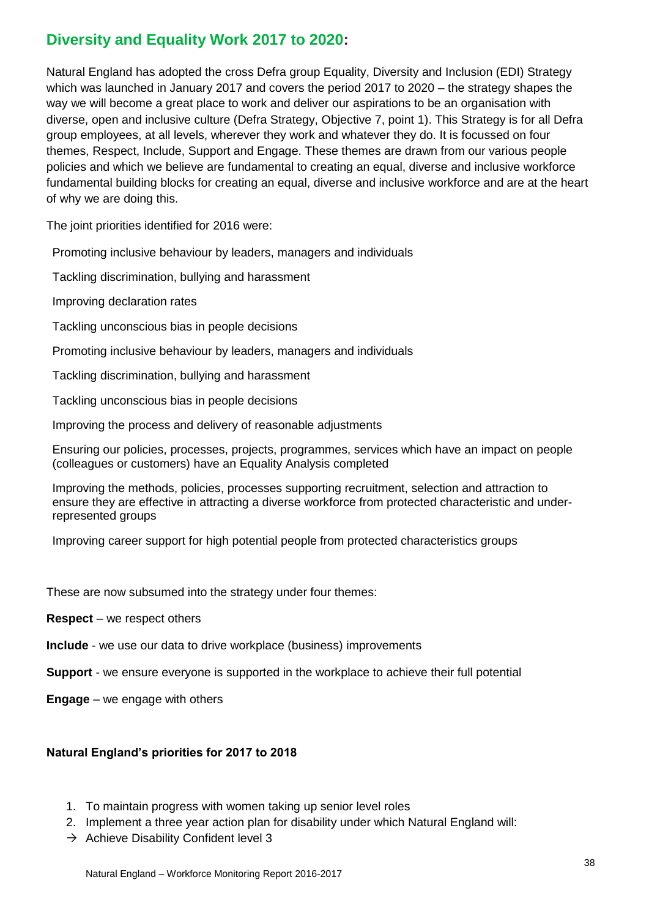## Diversity and Equality Work 2017 to 2020:

Natural England has adopted the cross Defra group Equality, Diversity and Inclusion (EDI) Strategy which was launched in January 2017 and covers the period 2017 to 2020 – the strategy shapes the way we will become a great place to work and deliver our aspirations to be an organisation with diverse, open and inclusive culture (Defra Strategy, Objective 7, point 1). This Strategy is for all Defra group employees, at all levels, wherever they work and whatever they do. It is focussed on four themes, Respect, Include, Support and Engage. These themes are drawn from our various people policies and which we believe are fundamental to creating an equal, diverse and inclusive workforce fundamental building blocks for creating an equal, diverse and inclusive workforce and are at the heart of why we are doing this.

The joint priorities identified for 2016 were:

Promoting inclusive behaviour by leaders, managers and individuals

Tackling discrimination, bullying and harassment

Improving declaration rates

Tackling unconscious bias in people decisions

Promoting inclusive behaviour by leaders, managers and individuals

Tackling discrimination, bullying and harassment

Tackling unconscious bias in people decisions

Improving the process and delivery of reasonable adjustments

Ensuring our policies, processes, projects, programmes, services which have an impact on people (colleagues or customers) have an Equality Analysis completed

Improving the methods, policies, processes supporting recruitment, selection and attraction to ensure they are effective in attracting a diverse workforce from protected characteristic and under-represented groups

Improving career support for high potential people from protected characteristics groups

These are now subsumed into the strategy under four themes:

**Respect** – we respect others

**Include** - we use our data to drive workplace (business) improvements

**Support** - we ensure everyone is supported in the workplace to achieve their full potential

**Engage** – we engage with others

**Natural England's priorities for 2017 to 2018**

1. To maintain progress with women taking up senior level roles
2. Implement a three year action plan for disability under which Natural England will:

→ Achieve Disability Confident level 3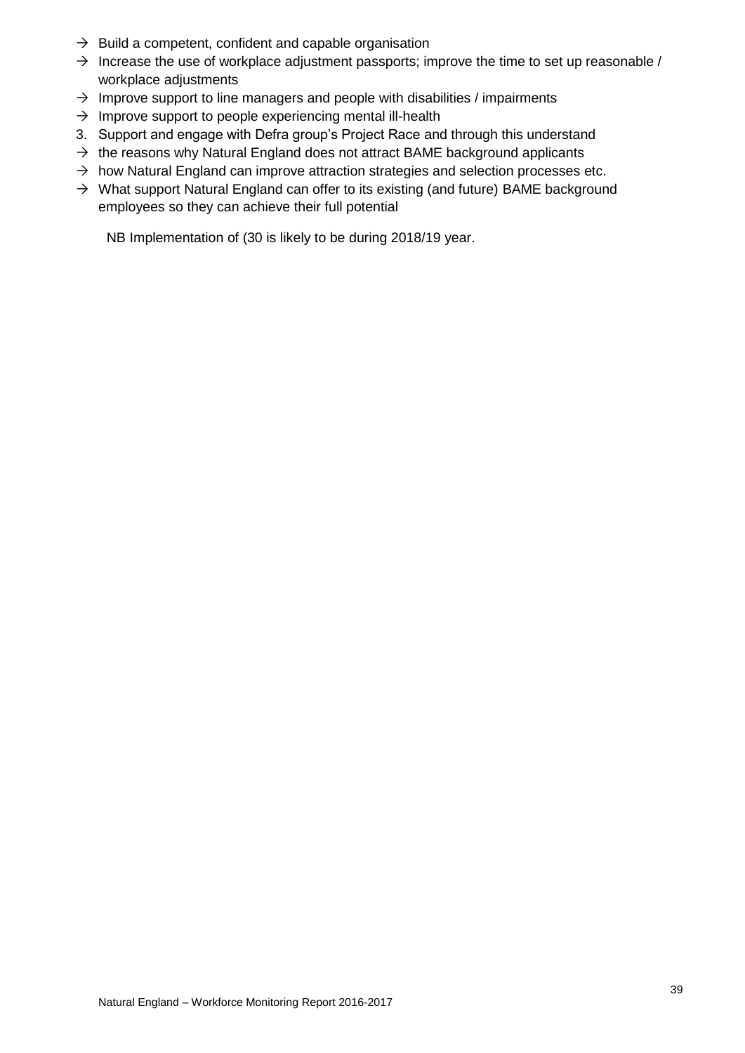- → Build a competent, confident and capable organisation
- → Increase the use of workplace adjustment passports; improve the time to set up reasonable / workplace adjustments
- → Improve support to line managers and people with disabilities / impairments
- → Improve support to people experiencing mental ill-health

3. Support and engage with Defra group's Project Race and through this understand

- → the reasons why Natural England does not attract BAME background applicants
- → how Natural England can improve attraction strategies and selection processes etc.
- → What support Natural England can offer to its existing (and future) BAME background employees so they can achieve their full potential

NB Implementation of (30 is likely to be during 2018/19 year.